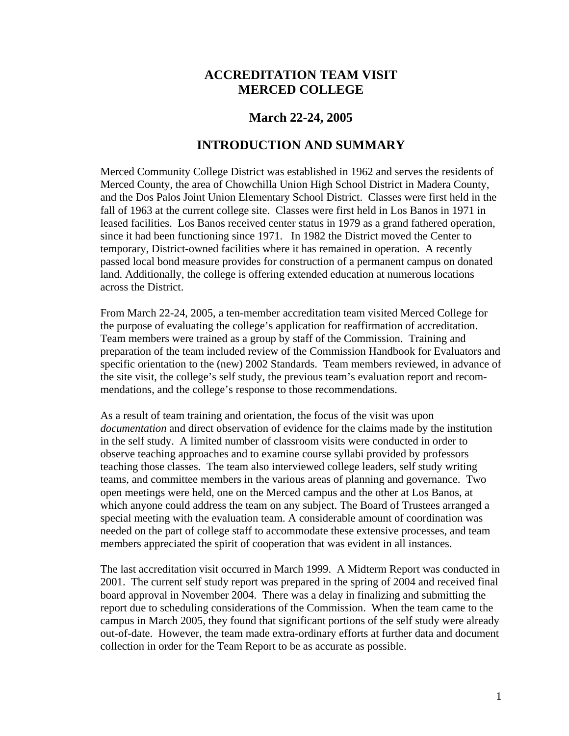# ACCREDITATION TEAM VISIT
# MERCED COLLEGE

## March 22-24, 2005

## INTRODUCTION AND SUMMARY

Merced Community College District was established in 1962 and serves the residents of Merced County, the area of Chowchilla Union High School District in Madera County, and the Dos Palos Joint Union Elementary School District. Classes were first held in the fall of 1963 at the current college site. Classes were first held in Los Banos in 1971 in leased facilities. Los Banos received center status in 1979 as a grand fathered operation, since it had been functioning since 1971. In 1982 the District moved the Center to temporary, District-owned facilities where it has remained in operation. A recently passed local bond measure provides for construction of a permanent campus on donated land. Additionally, the college is offering extended education at numerous locations across the District.

From March 22-24, 2005, a ten-member accreditation team visited Merced College for the purpose of evaluating the college's application for reaffirmation of accreditation. Team members were trained as a group by staff of the Commission. Training and preparation of the team included review of the Commission Handbook for Evaluators and specific orientation to the (new) 2002 Standards. Team members reviewed, in advance of the site visit, the college's self study, the previous team's evaluation report and recommendations, and the college's response to those recommendations.

As a result of team training and orientation, the focus of the visit was upon *documentation* and direct observation of evidence for the claims made by the institution in the self study. A limited number of classroom visits were conducted in order to observe teaching approaches and to examine course syllabi provided by professors teaching those classes. The team also interviewed college leaders, self study writing teams, and committee members in the various areas of planning and governance. Two open meetings were held, one on the Merced campus and the other at Los Banos, at which anyone could address the team on any subject. The Board of Trustees arranged a special meeting with the evaluation team. A considerable amount of coordination was needed on the part of college staff to accommodate these extensive processes, and team members appreciated the spirit of cooperation that was evident in all instances.

The last accreditation visit occurred in March 1999. A Midterm Report was conducted in 2001. The current self study report was prepared in the spring of 2004 and received final board approval in November 2004. There was a delay in finalizing and submitting the report due to scheduling considerations of the Commission. When the team came to the campus in March 2005, they found that significant portions of the self study were already out-of-date. However, the team made extra-ordinary efforts at further data and document collection in order for the Team Report to be as accurate as possible.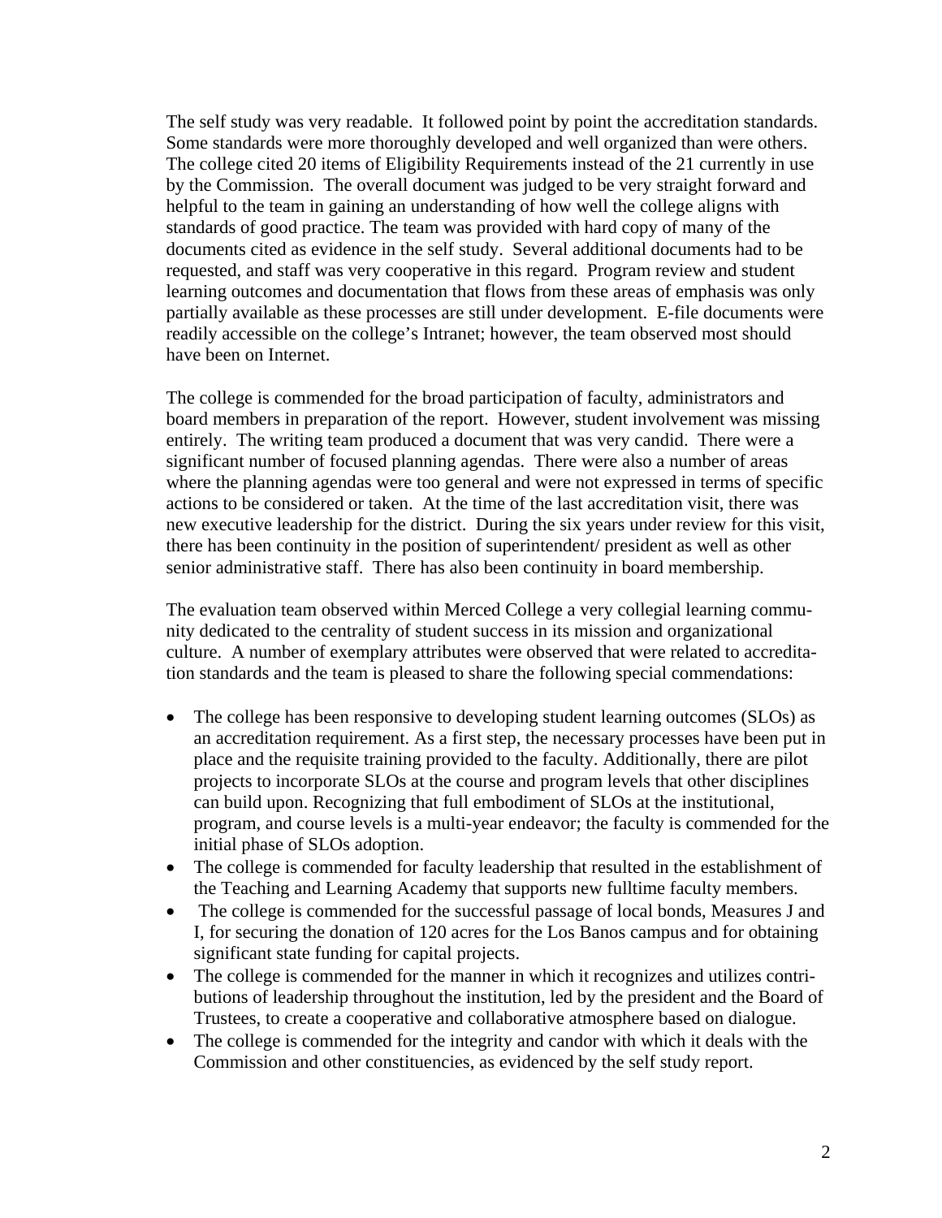The self study was very readable. It followed point by point the accreditation standards. Some standards were more thoroughly developed and well organized than were others. The college cited 20 items of Eligibility Requirements instead of the 21 currently in use by the Commission. The overall document was judged to be very straight forward and helpful to the team in gaining an understanding of how well the college aligns with standards of good practice. The team was provided with hard copy of many of the documents cited as evidence in the self study. Several additional documents had to be requested, and staff was very cooperative in this regard. Program review and student learning outcomes and documentation that flows from these areas of emphasis was only partially available as these processes are still under development. E-file documents were readily accessible on the college's Intranet; however, the team observed most should have been on Internet.

The college is commended for the broad participation of faculty, administrators and board members in preparation of the report. However, student involvement was missing entirely. The writing team produced a document that was very candid. There were a significant number of focused planning agendas. There were also a number of areas where the planning agendas were too general and were not expressed in terms of specific actions to be considered or taken. At the time of the last accreditation visit, there was new executive leadership for the district. During the six years under review for this visit, there has been continuity in the position of superintendent/ president as well as other senior administrative staff. There has also been continuity in board membership.

The evaluation team observed within Merced College a very collegial learning community dedicated to the centrality of student success in its mission and organizational culture. A number of exemplary attributes were observed that were related to accreditation standards and the team is pleased to share the following special commendations:

- The college has been responsive to developing student learning outcomes (SLOs) as an accreditation requirement. As a first step, the necessary processes have been put in place and the requisite training provided to the faculty. Additionally, there are pilot projects to incorporate SLOs at the course and program levels that other disciplines can build upon. Recognizing that full embodiment of SLOs at the institutional, program, and course levels is a multi-year endeavor; the faculty is commended for the initial phase of SLOs adoption.
- The college is commended for faculty leadership that resulted in the establishment of the Teaching and Learning Academy that supports new fulltime faculty members.
- The college is commended for the successful passage of local bonds, Measures J and I, for securing the donation of 120 acres for the Los Banos campus and for obtaining significant state funding for capital projects.
- The college is commended for the manner in which it recognizes and utilizes contributions of leadership throughout the institution, led by the president and the Board of Trustees, to create a cooperative and collaborative atmosphere based on dialogue.
- The college is commended for the integrity and candor with which it deals with the Commission and other constituencies, as evidenced by the self study report.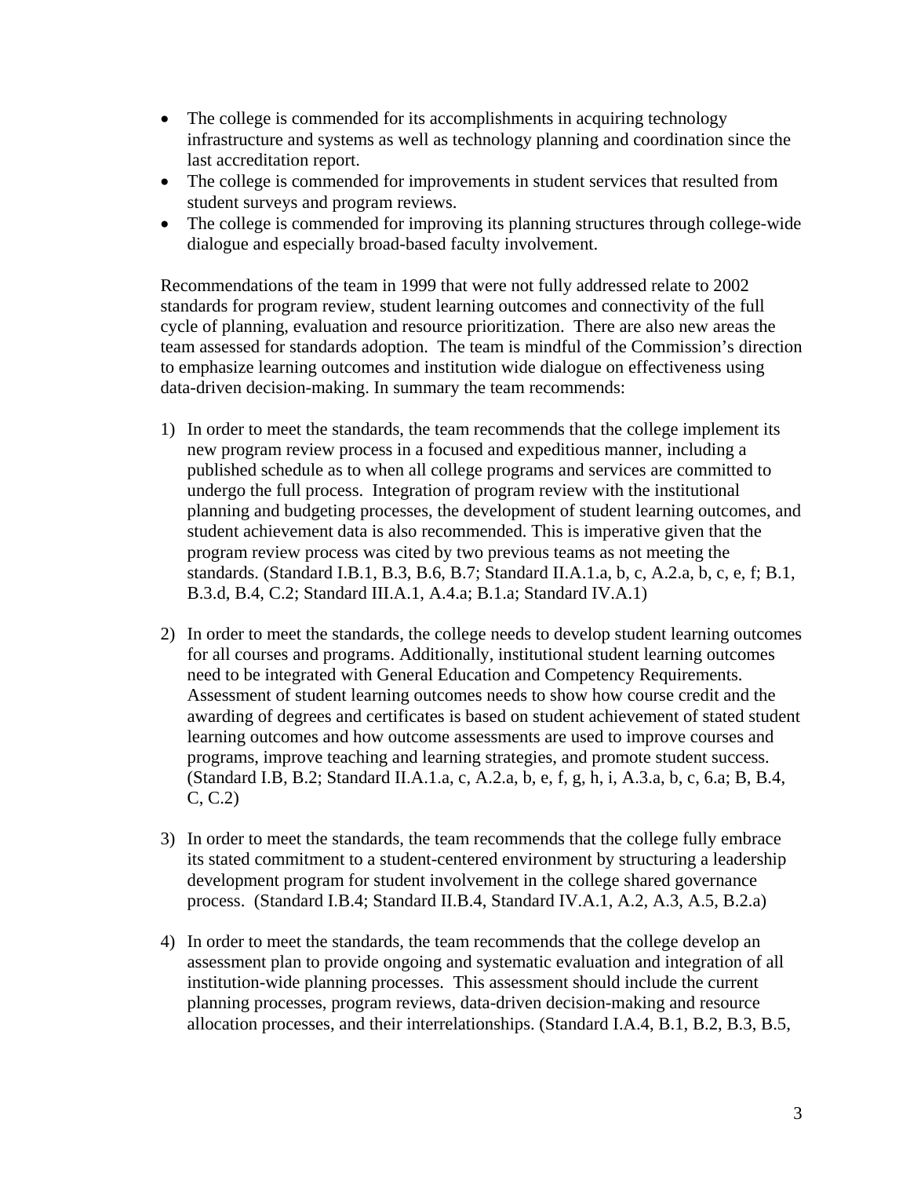- The college is commended for its accomplishments in acquiring technology infrastructure and systems as well as technology planning and coordination since the last accreditation report.
- The college is commended for improvements in student services that resulted from student surveys and program reviews.
- The college is commended for improving its planning structures through college-wide dialogue and especially broad-based faculty involvement.

Recommendations of the team in 1999 that were not fully addressed relate to 2002 standards for program review, student learning outcomes and connectivity of the full cycle of planning, evaluation and resource prioritization. There are also new areas the team assessed for standards adoption. The team is mindful of the Commission's direction to emphasize learning outcomes and institution wide dialogue on effectiveness using data-driven decision-making. In summary the team recommends:

1) In order to meet the standards, the team recommends that the college implement its new program review process in a focused and expeditious manner, including a published schedule as to when all college programs and services are committed to undergo the full process. Integration of program review with the institutional planning and budgeting processes, the development of student learning outcomes, and student achievement data is also recommended. This is imperative given that the program review process was cited by two previous teams as not meeting the standards. (Standard I.B.1, B.3, B.6, B.7; Standard II.A.1.a, b, c, A.2.a, b, c, e, f; B.1, B.3.d, B.4, C.2; Standard III.A.1, A.4.a; B.1.a; Standard IV.A.1)

2) In order to meet the standards, the college needs to develop student learning outcomes for all courses and programs. Additionally, institutional student learning outcomes need to be integrated with General Education and Competency Requirements. Assessment of student learning outcomes needs to show how course credit and the awarding of degrees and certificates is based on student achievement of stated student learning outcomes and how outcome assessments are used to improve courses and programs, improve teaching and learning strategies, and promote student success. (Standard I.B, B.2; Standard II.A.1.a, c, A.2.a, b, e, f, g, h, i, A.3.a, b, c, 6.a; B, B.4, C, C.2)

3) In order to meet the standards, the team recommends that the college fully embrace its stated commitment to a student-centered environment by structuring a leadership development program for student involvement in the college shared governance process. (Standard I.B.4; Standard II.B.4, Standard IV.A.1, A.2, A.3, A.5, B.2.a)

4) In order to meet the standards, the team recommends that the college develop an assessment plan to provide ongoing and systematic evaluation and integration of all institution-wide planning processes. This assessment should include the current planning processes, program reviews, data-driven decision-making and resource allocation processes, and their interrelationships. (Standard I.A.4, B.1, B.2, B.3, B.5,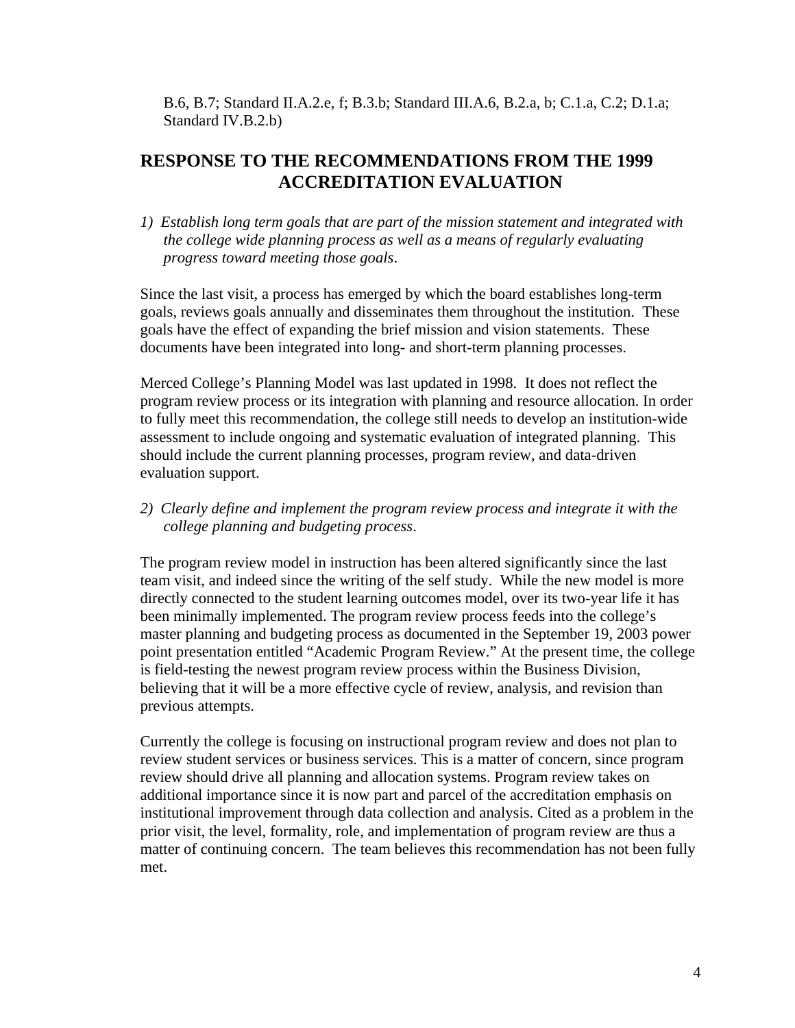B.6, B.7; Standard II.A.2.e, f; B.3.b; Standard III.A.6, B.2.a, b; C.1.a, C.2; D.1.a; Standard IV.B.2.b)

## RESPONSE TO THE RECOMMENDATIONS FROM THE 1999 ACCREDITATION EVALUATION

*1) Establish long term goals that are part of the mission statement and integrated with the college wide planning process as well as a means of regularly evaluating progress toward meeting those goals*.

Since the last visit, a process has emerged by which the board establishes long-term goals, reviews goals annually and disseminates them throughout the institution. These goals have the effect of expanding the brief mission and vision statements. These documents have been integrated into long- and short-term planning processes.

Merced College's Planning Model was last updated in 1998. It does not reflect the program review process or its integration with planning and resource allocation. In order to fully meet this recommendation, the college still needs to develop an institution-wide assessment to include ongoing and systematic evaluation of integrated planning. This should include the current planning processes, program review, and data-driven evaluation support.

*2) Clearly define and implement the program review process and integrate it with the college planning and budgeting process*.

The program review model in instruction has been altered significantly since the last team visit, and indeed since the writing of the self study. While the new model is more directly connected to the student learning outcomes model, over its two-year life it has been minimally implemented. The program review process feeds into the college's master planning and budgeting process as documented in the September 19, 2003 power point presentation entitled "Academic Program Review." At the present time, the college is field-testing the newest program review process within the Business Division, believing that it will be a more effective cycle of review, analysis, and revision than previous attempts.

Currently the college is focusing on instructional program review and does not plan to review student services or business services. This is a matter of concern, since program review should drive all planning and allocation systems. Program review takes on additional importance since it is now part and parcel of the accreditation emphasis on institutional improvement through data collection and analysis. Cited as a problem in the prior visit, the level, formality, role, and implementation of program review are thus a matter of continuing concern. The team believes this recommendation has not been fully met.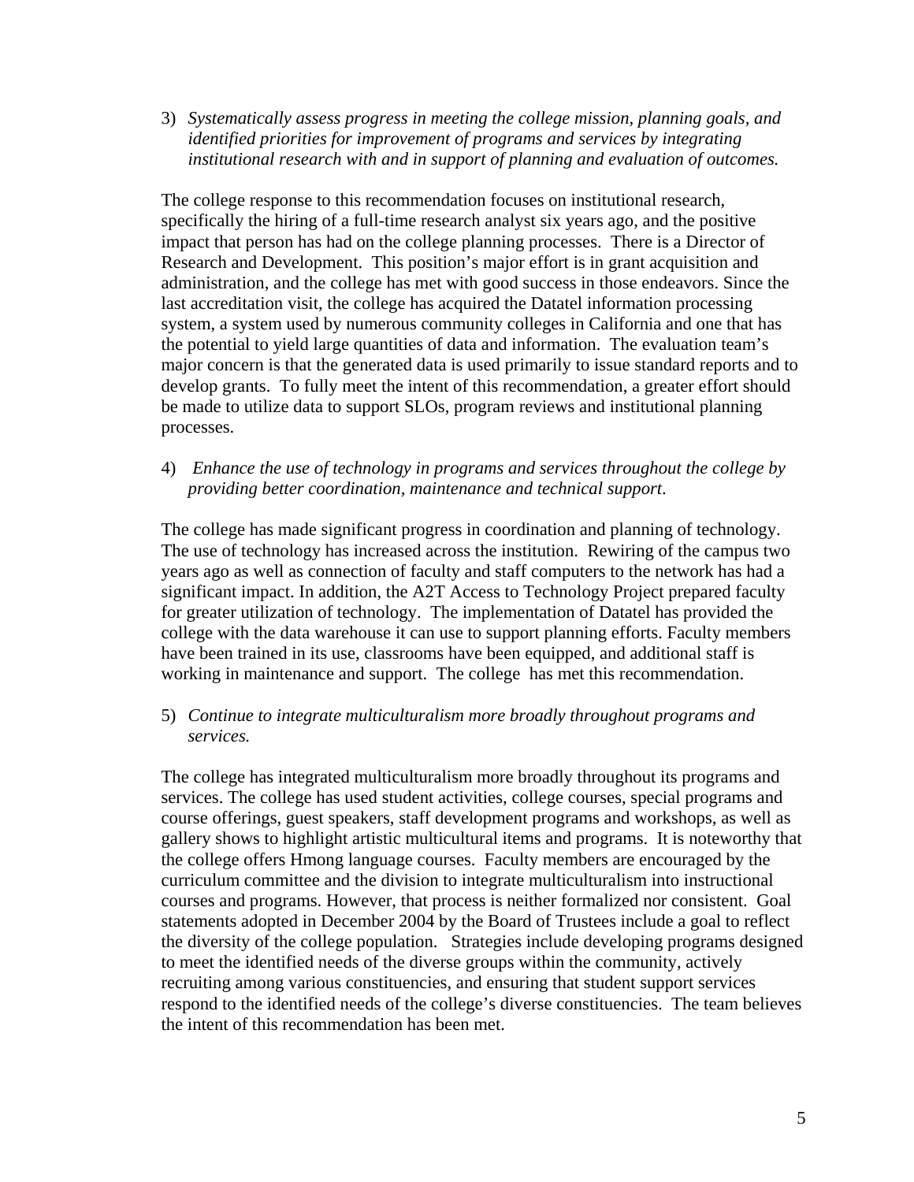3) *Systematically assess progress in meeting the college mission, planning goals, and identified priorities for improvement of programs and services by integrating institutional research with and in support of planning and evaluation of outcomes.*

The college response to this recommendation focuses on institutional research, specifically the hiring of a full-time research analyst six years ago, and the positive impact that person has had on the college planning processes. There is a Director of Research and Development. This position's major effort is in grant acquisition and administration, and the college has met with good success in those endeavors. Since the last accreditation visit, the college has acquired the Datatel information processing system, a system used by numerous community colleges in California and one that has the potential to yield large quantities of data and information. The evaluation team's major concern is that the generated data is used primarily to issue standard reports and to develop grants. To fully meet the intent of this recommendation, a greater effort should be made to utilize data to support SLOs, program reviews and institutional planning processes.

4) *Enhance the use of technology in programs and services throughout the college by providing better coordination, maintenance and technical support.*

The college has made significant progress in coordination and planning of technology. The use of technology has increased across the institution. Rewiring of the campus two years ago as well as connection of faculty and staff computers to the network has had a significant impact. In addition, the A2T Access to Technology Project prepared faculty for greater utilization of technology. The implementation of Datatel has provided the college with the data warehouse it can use to support planning efforts. Faculty members have been trained in its use, classrooms have been equipped, and additional staff is working in maintenance and support. The college has met this recommendation.

5) *Continue to integrate multiculturalism more broadly throughout programs and services.*

The college has integrated multiculturalism more broadly throughout its programs and services. The college has used student activities, college courses, special programs and course offerings, guest speakers, staff development programs and workshops, as well as gallery shows to highlight artistic multicultural items and programs. It is noteworthy that the college offers Hmong language courses. Faculty members are encouraged by the curriculum committee and the division to integrate multiculturalism into instructional courses and programs. However, that process is neither formalized nor consistent. Goal statements adopted in December 2004 by the Board of Trustees include a goal to reflect the diversity of the college population. Strategies include developing programs designed to meet the identified needs of the diverse groups within the community, actively recruiting among various constituencies, and ensuring that student support services respond to the identified needs of the college's diverse constituencies. The team believes the intent of this recommendation has been met.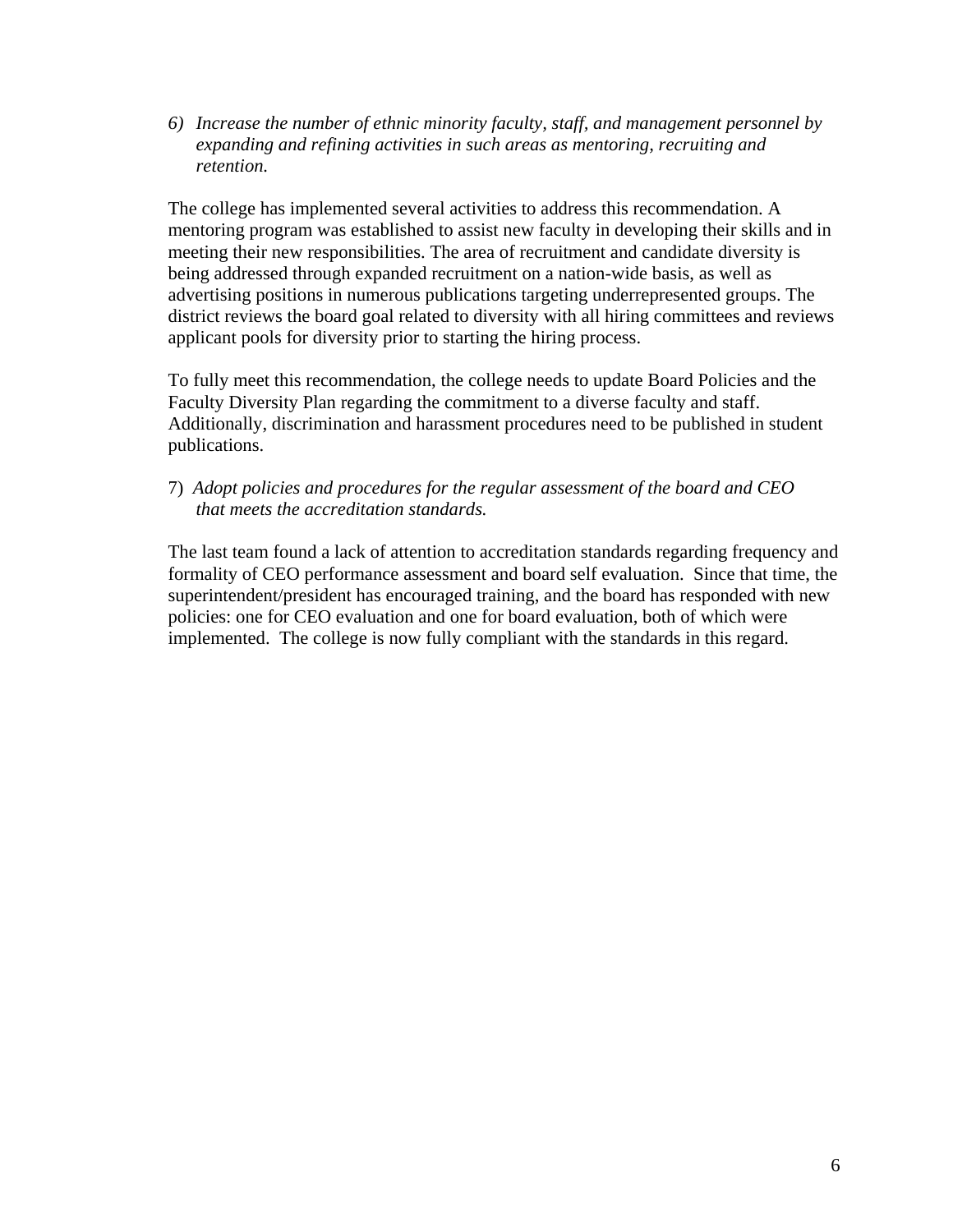6) *Increase the number of ethnic minority faculty, staff, and management personnel by expanding and refining activities in such areas as mentoring, recruiting and retention.*

The college has implemented several activities to address this recommendation. A mentoring program was established to assist new faculty in developing their skills and in meeting their new responsibilities. The area of recruitment and candidate diversity is being addressed through expanded recruitment on a nation-wide basis, as well as advertising positions in numerous publications targeting underrepresented groups. The district reviews the board goal related to diversity with all hiring committees and reviews applicant pools for diversity prior to starting the hiring process.

To fully meet this recommendation, the college needs to update Board Policies and the Faculty Diversity Plan regarding the commitment to a diverse faculty and staff. Additionally, discrimination and harassment procedures need to be published in student publications.

7) *Adopt policies and procedures for the regular assessment of the board and CEO that meets the accreditation standards.*

The last team found a lack of attention to accreditation standards regarding frequency and formality of CEO performance assessment and board self evaluation. Since that time, the superintendent/president has encouraged training, and the board has responded with new policies: one for CEO evaluation and one for board evaluation, both of which were implemented. The college is now fully compliant with the standards in this regard.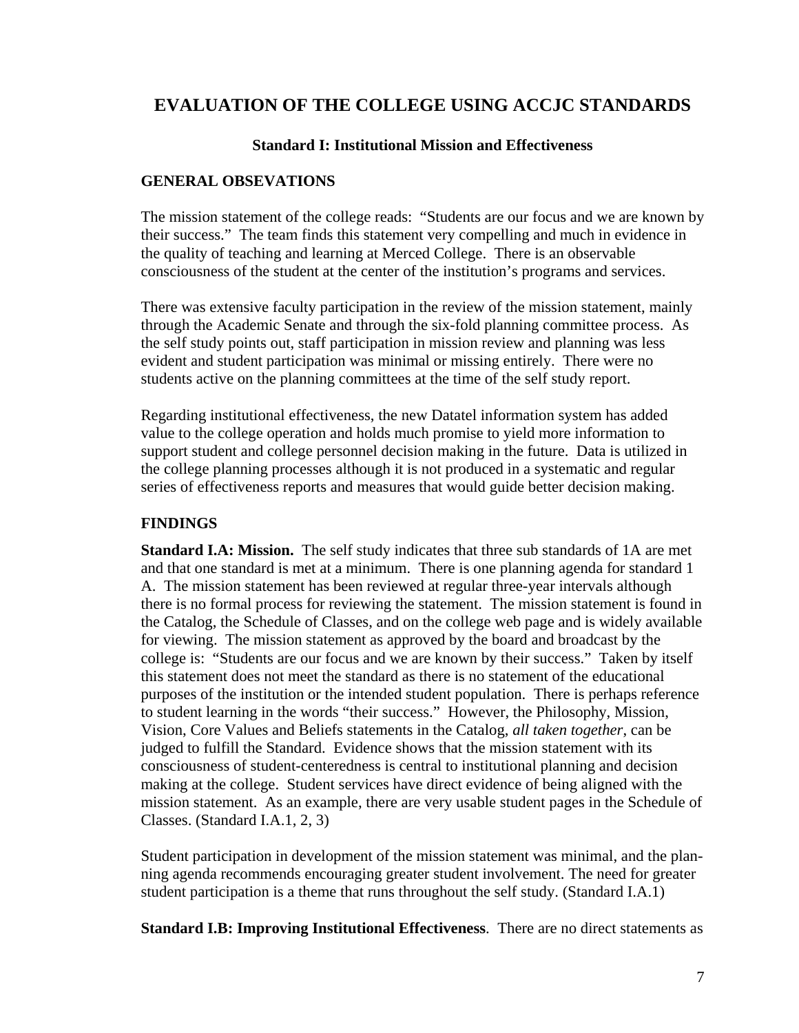# EVALUATION OF THE COLLEGE USING ACCJC STANDARDS

### Standard I: Institutional Mission and Effectiveness

## GENERAL OBSEVATIONS

The mission statement of the college reads: "Students are our focus and we are known by their success." The team finds this statement very compelling and much in evidence in the quality of teaching and learning at Merced College. There is an observable consciousness of the student at the center of the institution's programs and services.

There was extensive faculty participation in the review of the mission statement, mainly through the Academic Senate and through the six-fold planning committee process. As the self study points out, staff participation in mission review and planning was less evident and student participation was minimal or missing entirely. There were no students active on the planning committees at the time of the self study report.

Regarding institutional effectiveness, the new Datatel information system has added value to the college operation and holds much promise to yield more information to support student and college personnel decision making in the future. Data is utilized in the college planning processes although it is not produced in a systematic and regular series of effectiveness reports and measures that would guide better decision making.

## FINDINGS

**Standard I.A: Mission.** The self study indicates that three sub standards of 1A are met and that one standard is met at a minimum. There is one planning agenda for standard 1 A. The mission statement has been reviewed at regular three-year intervals although there is no formal process for reviewing the statement. The mission statement is found in the Catalog, the Schedule of Classes, and on the college web page and is widely available for viewing. The mission statement as approved by the board and broadcast by the college is: "Students are our focus and we are known by their success." Taken by itself this statement does not meet the standard as there is no statement of the educational purposes of the institution or the intended student population. There is perhaps reference to student learning in the words "their success." However, the Philosophy, Mission, Vision, Core Values and Beliefs statements in the Catalog, *all taken together*, can be judged to fulfill the Standard. Evidence shows that the mission statement with its consciousness of student-centeredness is central to institutional planning and decision making at the college. Student services have direct evidence of being aligned with the mission statement. As an example, there are very usable student pages in the Schedule of Classes. (Standard I.A.1, 2, 3)

Student participation in development of the mission statement was minimal, and the planning agenda recommends encouraging greater student involvement. The need for greater student participation is a theme that runs throughout the self study. (Standard I.A.1)

**Standard I.B: Improving Institutional Effectiveness**. There are no direct statements as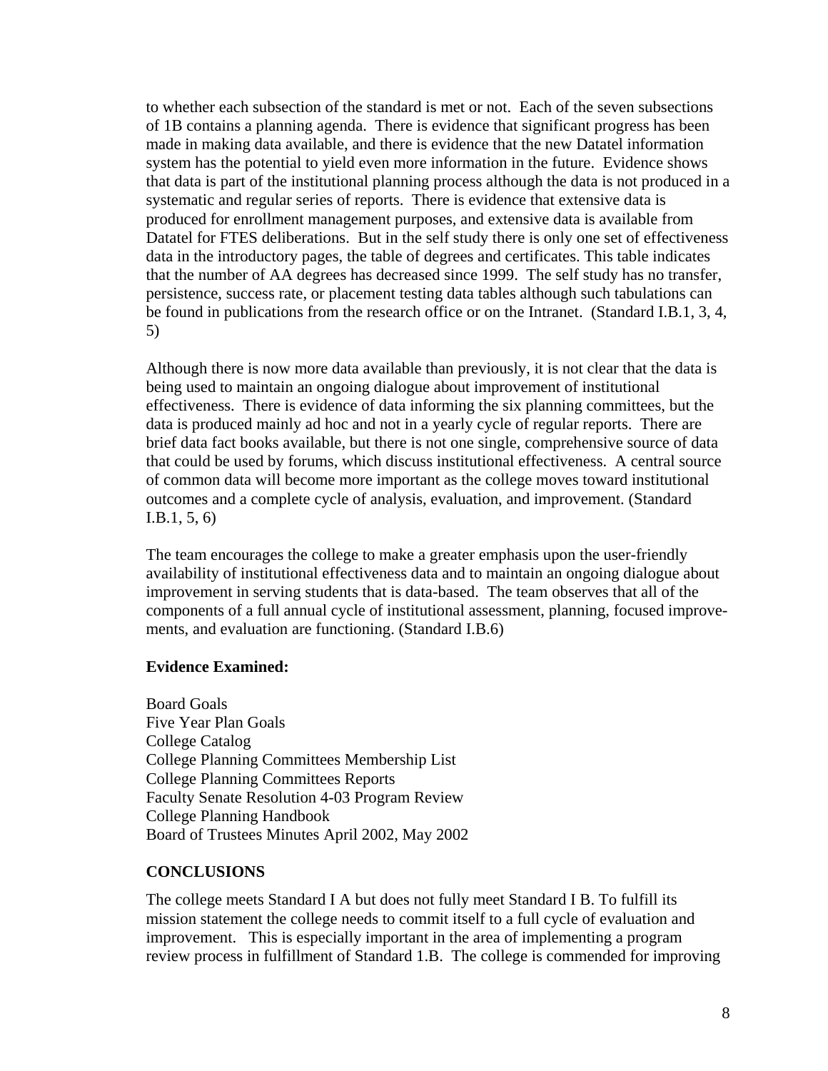to whether each subsection of the standard is met or not. Each of the seven subsections of 1B contains a planning agenda. There is evidence that significant progress has been made in making data available, and there is evidence that the new Datatel information system has the potential to yield even more information in the future. Evidence shows that data is part of the institutional planning process although the data is not produced in a systematic and regular series of reports. There is evidence that extensive data is produced for enrollment management purposes, and extensive data is available from Datatel for FTES deliberations. But in the self study there is only one set of effectiveness data in the introductory pages, the table of degrees and certificates. This table indicates that the number of AA degrees has decreased since 1999. The self study has no transfer, persistence, success rate, or placement testing data tables although such tabulations can be found in publications from the research office or on the Intranet. (Standard I.B.1, 3, 4, 5)

Although there is now more data available than previously, it is not clear that the data is being used to maintain an ongoing dialogue about improvement of institutional effectiveness. There is evidence of data informing the six planning committees, but the data is produced mainly ad hoc and not in a yearly cycle of regular reports. There are brief data fact books available, but there is not one single, comprehensive source of data that could be used by forums, which discuss institutional effectiveness. A central source of common data will become more important as the college moves toward institutional outcomes and a complete cycle of analysis, evaluation, and improvement. (Standard I.B.1, 5, 6)

The team encourages the college to make a greater emphasis upon the user-friendly availability of institutional effectiveness data and to maintain an ongoing dialogue about improvement in serving students that is data-based. The team observes that all of the components of a full annual cycle of institutional assessment, planning, focused improvements, and evaluation are functioning. (Standard I.B.6)

**Evidence Examined:**

Board Goals
Five Year Plan Goals
College Catalog
College Planning Committees Membership List
College Planning Committees Reports
Faculty Senate Resolution 4-03 Program Review
College Planning Handbook
Board of Trustees Minutes April 2002, May 2002

**CONCLUSIONS**

The college meets Standard I A but does not fully meet Standard I B. To fulfill its mission statement the college needs to commit itself to a full cycle of evaluation and improvement. This is especially important in the area of implementing a program review process in fulfillment of Standard 1.B. The college is commended for improving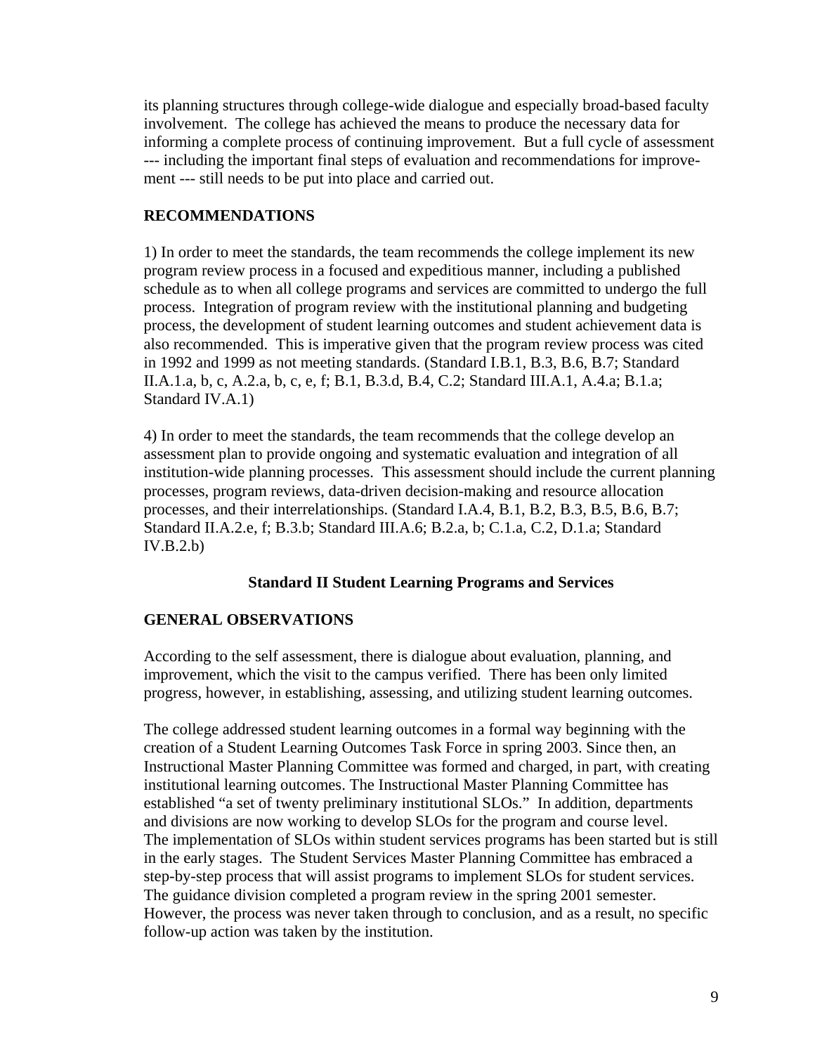its planning structures through college-wide dialogue and especially broad-based faculty involvement. The college has achieved the means to produce the necessary data for informing a complete process of continuing improvement. But a full cycle of assessment --- including the important final steps of evaluation and recommendations for improvement --- still needs to be put into place and carried out.

**RECOMMENDATIONS**

1) In order to meet the standards, the team recommends the college implement its new program review process in a focused and expeditious manner, including a published schedule as to when all college programs and services are committed to undergo the full process. Integration of program review with the institutional planning and budgeting process, the development of student learning outcomes and student achievement data is also recommended. This is imperative given that the program review process was cited in 1992 and 1999 as not meeting standards. (Standard I.B.1, B.3, B.6, B.7; Standard II.A.1.a, b, c, A.2.a, b, c, e, f; B.1, B.3.d, B.4, C.2; Standard III.A.1, A.4.a; B.1.a; Standard IV.A.1)

4) In order to meet the standards, the team recommends that the college develop an assessment plan to provide ongoing and systematic evaluation and integration of all institution-wide planning processes. This assessment should include the current planning processes, program reviews, data-driven decision-making and resource allocation processes, and their interrelationships. (Standard I.A.4, B.1, B.2, B.3, B.5, B.6, B.7; Standard II.A.2.e, f; B.3.b; Standard III.A.6; B.2.a, b; C.1.a, C.2, D.1.a; Standard IV.B.2.b)

**Standard II Student Learning Programs and Services**

**GENERAL OBSERVATIONS**

According to the self assessment, there is dialogue about evaluation, planning, and improvement, which the visit to the campus verified. There has been only limited progress, however, in establishing, assessing, and utilizing student learning outcomes.

The college addressed student learning outcomes in a formal way beginning with the creation of a Student Learning Outcomes Task Force in spring 2003. Since then, an Instructional Master Planning Committee was formed and charged, in part, with creating institutional learning outcomes. The Instructional Master Planning Committee has established "a set of twenty preliminary institutional SLOs." In addition, departments and divisions are now working to develop SLOs for the program and course level. The implementation of SLOs within student services programs has been started but is still in the early stages. The Student Services Master Planning Committee has embraced a step-by-step process that will assist programs to implement SLOs for student services. The guidance division completed a program review in the spring 2001 semester. However, the process was never taken through to conclusion, and as a result, no specific follow-up action was taken by the institution.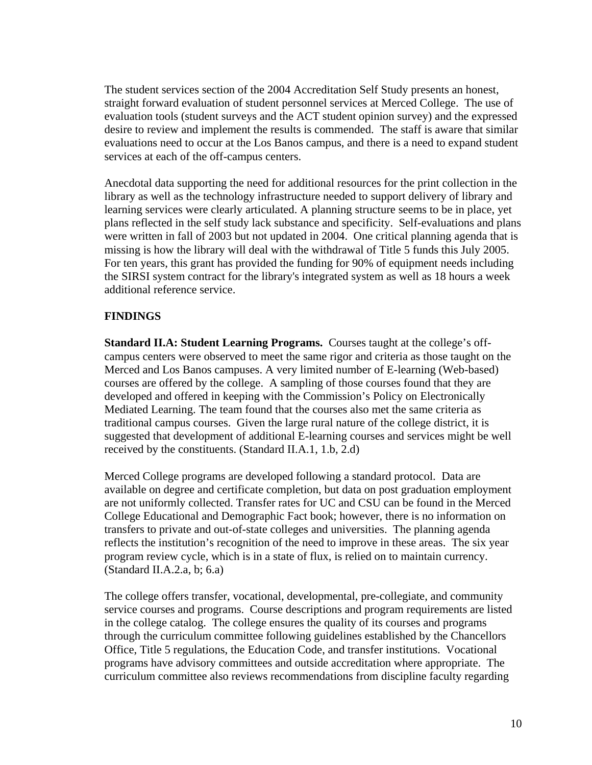The student services section of the 2004 Accreditation Self Study presents an honest, straight forward evaluation of student personnel services at Merced College. The use of evaluation tools (student surveys and the ACT student opinion survey) and the expressed desire to review and implement the results is commended. The staff is aware that similar evaluations need to occur at the Los Banos campus, and there is a need to expand student services at each of the off-campus centers.

Anecdotal data supporting the need for additional resources for the print collection in the library as well as the technology infrastructure needed to support delivery of library and learning services were clearly articulated. A planning structure seems to be in place, yet plans reflected in the self study lack substance and specificity. Self-evaluations and plans were written in fall of 2003 but not updated in 2004. One critical planning agenda that is missing is how the library will deal with the withdrawal of Title 5 funds this July 2005. For ten years, this grant has provided the funding for 90% of equipment needs including the SIRSI system contract for the library's integrated system as well as 18 hours a week additional reference service.

## FINDINGS

**Standard II.A: Student Learning Programs.** Courses taught at the college's off-campus centers were observed to meet the same rigor and criteria as those taught on the Merced and Los Banos campuses. A very limited number of E-learning (Web-based) courses are offered by the college. A sampling of those courses found that they are developed and offered in keeping with the Commission's Policy on Electronically Mediated Learning. The team found that the courses also met the same criteria as traditional campus courses. Given the large rural nature of the college district, it is suggested that development of additional E-learning courses and services might be well received by the constituents. (Standard II.A.1, 1.b, 2.d)

Merced College programs are developed following a standard protocol. Data are available on degree and certificate completion, but data on post graduation employment are not uniformly collected. Transfer rates for UC and CSU can be found in the Merced College Educational and Demographic Fact book; however, there is no information on transfers to private and out-of-state colleges and universities. The planning agenda reflects the institution's recognition of the need to improve in these areas. The six year program review cycle, which is in a state of flux, is relied on to maintain currency. (Standard II.A.2.a, b; 6.a)

The college offers transfer, vocational, developmental, pre-collegiate, and community service courses and programs. Course descriptions and program requirements are listed in the college catalog. The college ensures the quality of its courses and programs through the curriculum committee following guidelines established by the Chancellors Office, Title 5 regulations, the Education Code, and transfer institutions. Vocational programs have advisory committees and outside accreditation where appropriate. The curriculum committee also reviews recommendations from discipline faculty regarding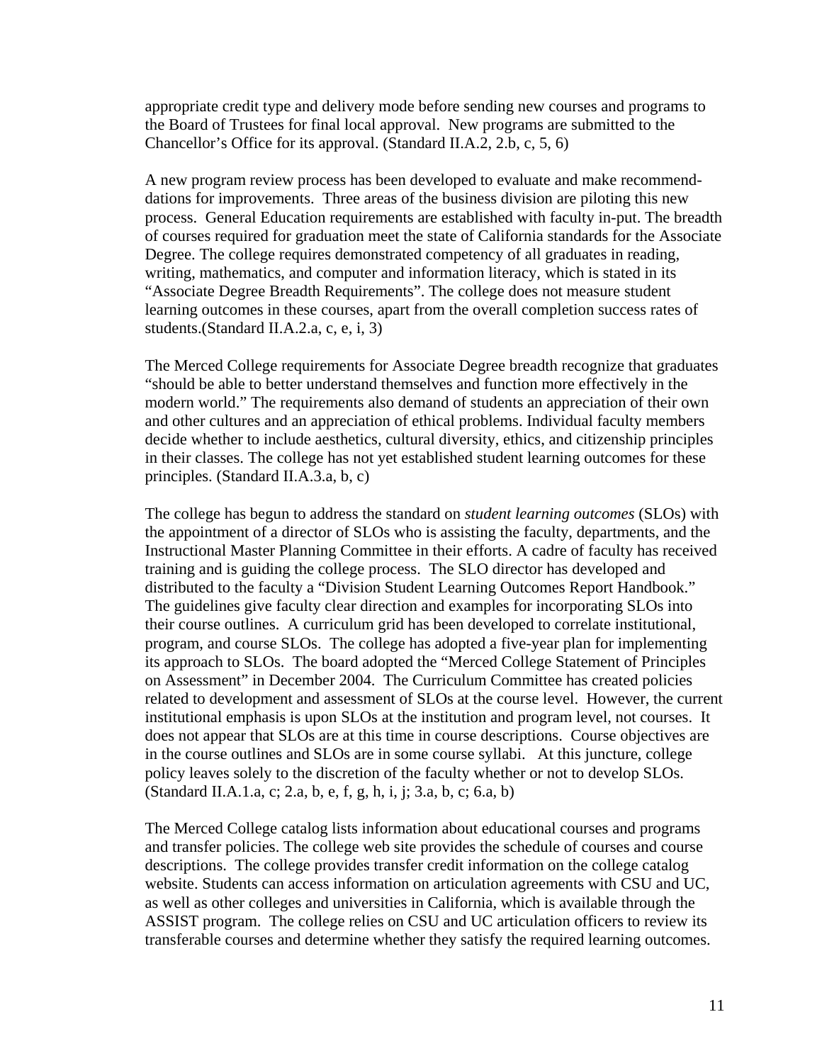appropriate credit type and delivery mode before sending new courses and programs to the Board of Trustees for final local approval. New programs are submitted to the Chancellor's Office for its approval. (Standard II.A.2, 2.b, c, 5, 6)

A new program review process has been developed to evaluate and make recommendations for improvements. Three areas of the business division are piloting this new process. General Education requirements are established with faculty in-put. The breadth of courses required for graduation meet the state of California standards for the Associate Degree. The college requires demonstrated competency of all graduates in reading, writing, mathematics, and computer and information literacy, which is stated in its "Associate Degree Breadth Requirements". The college does not measure student learning outcomes in these courses, apart from the overall completion success rates of students.(Standard II.A.2.a, c, e, i, 3)

The Merced College requirements for Associate Degree breadth recognize that graduates "should be able to better understand themselves and function more effectively in the modern world." The requirements also demand of students an appreciation of their own and other cultures and an appreciation of ethical problems. Individual faculty members decide whether to include aesthetics, cultural diversity, ethics, and citizenship principles in their classes. The college has not yet established student learning outcomes for these principles. (Standard II.A.3.a, b, c)

The college has begun to address the standard on *student learning outcomes* (SLOs) with the appointment of a director of SLOs who is assisting the faculty, departments, and the Instructional Master Planning Committee in their efforts. A cadre of faculty has received training and is guiding the college process. The SLO director has developed and distributed to the faculty a "Division Student Learning Outcomes Report Handbook." The guidelines give faculty clear direction and examples for incorporating SLOs into their course outlines. A curriculum grid has been developed to correlate institutional, program, and course SLOs. The college has adopted a five-year plan for implementing its approach to SLOs. The board adopted the "Merced College Statement of Principles on Assessment" in December 2004. The Curriculum Committee has created policies related to development and assessment of SLOs at the course level. However, the current institutional emphasis is upon SLOs at the institution and program level, not courses. It does not appear that SLOs are at this time in course descriptions. Course objectives are in the course outlines and SLOs are in some course syllabi. At this juncture, college policy leaves solely to the discretion of the faculty whether or not to develop SLOs. (Standard II.A.1.a, c; 2.a, b, e, f, g, h, i, j; 3.a, b, c; 6.a, b)

The Merced College catalog lists information about educational courses and programs and transfer policies. The college web site provides the schedule of courses and course descriptions. The college provides transfer credit information on the college catalog website. Students can access information on articulation agreements with CSU and UC, as well as other colleges and universities in California, which is available through the ASSIST program. The college relies on CSU and UC articulation officers to review its transferable courses and determine whether they satisfy the required learning outcomes.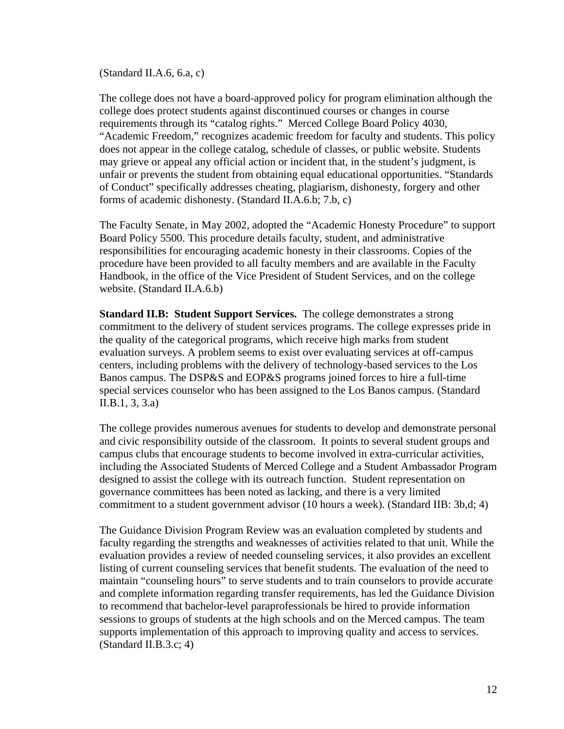(Standard II.A.6, 6.a, c)

The college does not have a board-approved policy for program elimination although the college does protect students against discontinued courses or changes in course requirements through its "catalog rights." Merced College Board Policy 4030, "Academic Freedom," recognizes academic freedom for faculty and students. This policy does not appear in the college catalog, schedule of classes, or public website. Students may grieve or appeal any official action or incident that, in the student's judgment, is unfair or prevents the student from obtaining equal educational opportunities. "Standards of Conduct" specifically addresses cheating, plagiarism, dishonesty, forgery and other forms of academic dishonesty. (Standard II.A.6.b; 7.b, c)

The Faculty Senate, in May 2002, adopted the "Academic Honesty Procedure" to support Board Policy 5500. This procedure details faculty, student, and administrative responsibilities for encouraging academic honesty in their classrooms. Copies of the procedure have been provided to all faculty members and are available in the Faculty Handbook, in the office of the Vice President of Student Services, and on the college website. (Standard II.A.6.b)

**Standard II.B: Student Support Services.** The college demonstrates a strong commitment to the delivery of student services programs. The college expresses pride in the quality of the categorical programs, which receive high marks from student evaluation surveys. A problem seems to exist over evaluating services at off-campus centers, including problems with the delivery of technology-based services to the Los Banos campus. The DSP&S and EOP&S programs joined forces to hire a full-time special services counselor who has been assigned to the Los Banos campus. (Standard II.B.1, 3, 3.a)

The college provides numerous avenues for students to develop and demonstrate personal and civic responsibility outside of the classroom. It points to several student groups and campus clubs that encourage students to become involved in extra-curricular activities, including the Associated Students of Merced College and a Student Ambassador Program designed to assist the college with its outreach function. Student representation on governance committees has been noted as lacking, and there is a very limited commitment to a student government advisor (10 hours a week). (Standard IIB: 3b,d; 4)

The Guidance Division Program Review was an evaluation completed by students and faculty regarding the strengths and weaknesses of activities related to that unit. While the evaluation provides a review of needed counseling services, it also provides an excellent listing of current counseling services that benefit students. The evaluation of the need to maintain "counseling hours" to serve students and to train counselors to provide accurate and complete information regarding transfer requirements, has led the Guidance Division to recommend that bachelor-level paraprofessionals be hired to provide information sessions to groups of students at the high schools and on the Merced campus. The team supports implementation of this approach to improving quality and access to services. (Standard II.B.3.c; 4)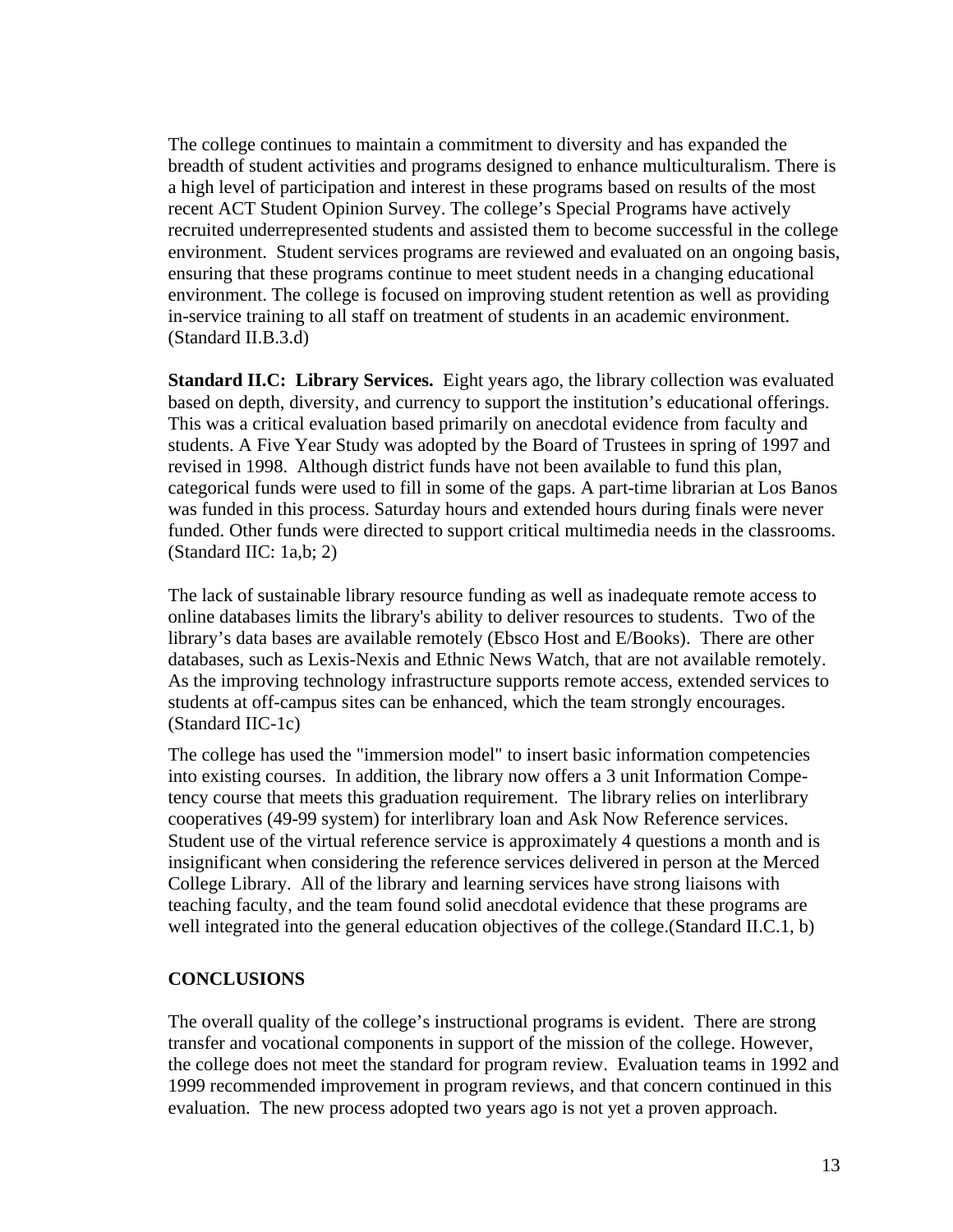The college continues to maintain a commitment to diversity and has expanded the breadth of student activities and programs designed to enhance multiculturalism. There is a high level of participation and interest in these programs based on results of the most recent ACT Student Opinion Survey. The college's Special Programs have actively recruited underrepresented students and assisted them to become successful in the college environment. Student services programs are reviewed and evaluated on an ongoing basis, ensuring that these programs continue to meet student needs in a changing educational environment. The college is focused on improving student retention as well as providing in-service training to all staff on treatment of students in an academic environment. (Standard II.B.3.d)

**Standard II.C: Library Services.** Eight years ago, the library collection was evaluated based on depth, diversity, and currency to support the institution's educational offerings. This was a critical evaluation based primarily on anecdotal evidence from faculty and students. A Five Year Study was adopted by the Board of Trustees in spring of 1997 and revised in 1998. Although district funds have not been available to fund this plan, categorical funds were used to fill in some of the gaps. A part-time librarian at Los Banos was funded in this process. Saturday hours and extended hours during finals were never funded. Other funds were directed to support critical multimedia needs in the classrooms. (Standard IIC: 1a,b; 2)

The lack of sustainable library resource funding as well as inadequate remote access to online databases limits the library's ability to deliver resources to students. Two of the library's data bases are available remotely (Ebsco Host and E/Books). There are other databases, such as Lexis-Nexis and Ethnic News Watch, that are not available remotely. As the improving technology infrastructure supports remote access, extended services to students at off-campus sites can be enhanced, which the team strongly encourages. (Standard IIC-1c)

The college has used the "immersion model" to insert basic information competencies into existing courses. In addition, the library now offers a 3 unit Information Competency course that meets this graduation requirement. The library relies on interlibrary cooperatives (49-99 system) for interlibrary loan and Ask Now Reference services. Student use of the virtual reference service is approximately 4 questions a month and is insignificant when considering the reference services delivered in person at the Merced College Library. All of the library and learning services have strong liaisons with teaching faculty, and the team found solid anecdotal evidence that these programs are well integrated into the general education objectives of the college.(Standard II.C.1, b)

## CONCLUSIONS

The overall quality of the college's instructional programs is evident. There are strong transfer and vocational components in support of the mission of the college. However, the college does not meet the standard for program review. Evaluation teams in 1992 and 1999 recommended improvement in program reviews, and that concern continued in this evaluation. The new process adopted two years ago is not yet a proven approach.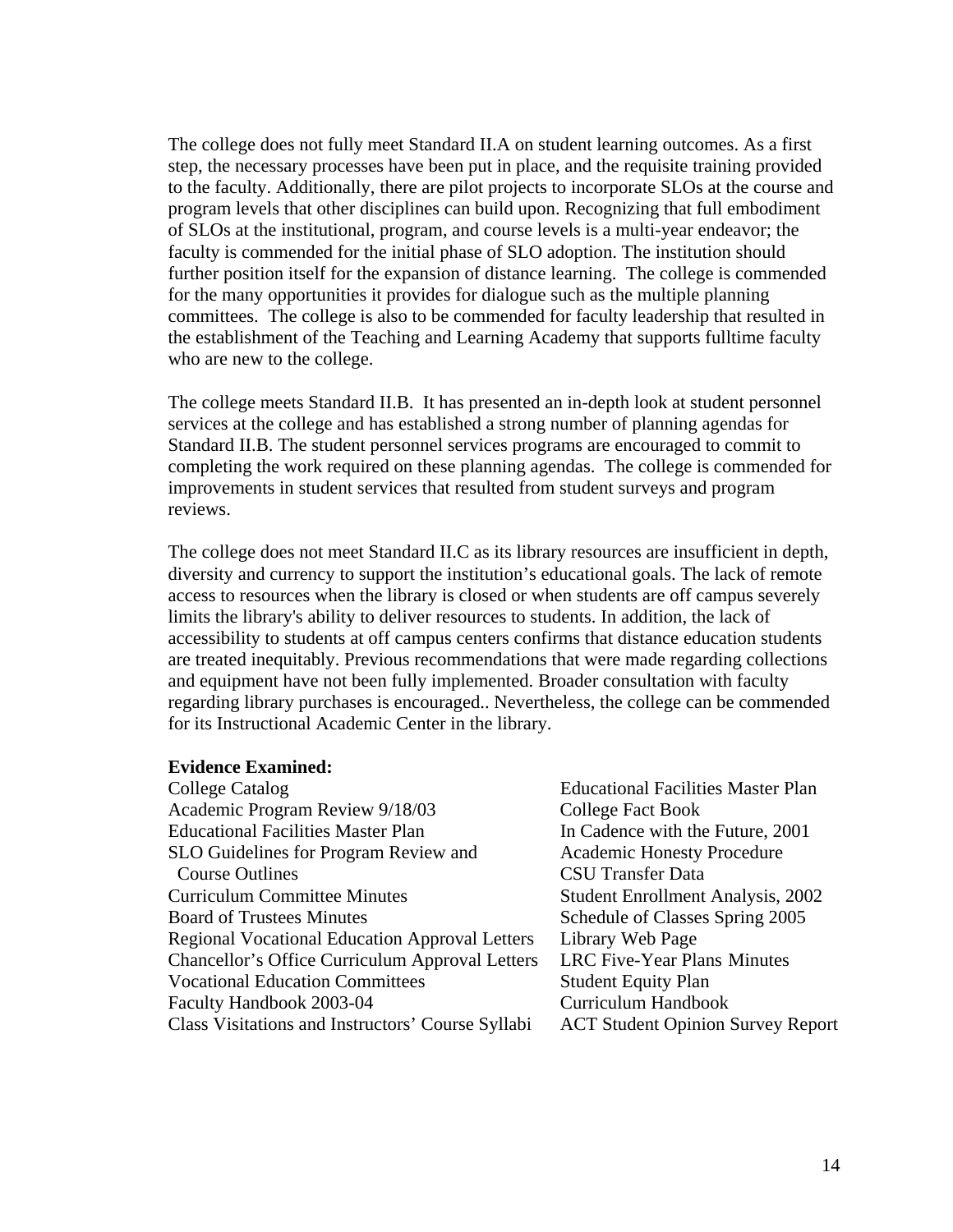The college does not fully meet Standard II.A on student learning outcomes. As a first step, the necessary processes have been put in place, and the requisite training provided to the faculty. Additionally, there are pilot projects to incorporate SLOs at the course and program levels that other disciplines can build upon. Recognizing that full embodiment of SLOs at the institutional, program, and course levels is a multi-year endeavor; the faculty is commended for the initial phase of SLO adoption. The institution should further position itself for the expansion of distance learning. The college is commended for the many opportunities it provides for dialogue such as the multiple planning committees. The college is also to be commended for faculty leadership that resulted in the establishment of the Teaching and Learning Academy that supports fulltime faculty who are new to the college.

The college meets Standard II.B. It has presented an in-depth look at student personnel services at the college and has established a strong number of planning agendas for Standard II.B. The student personnel services programs are encouraged to commit to completing the work required on these planning agendas. The college is commended for improvements in student services that resulted from student surveys and program reviews.

The college does not meet Standard II.C as its library resources are insufficient in depth, diversity and currency to support the institution's educational goals. The lack of remote access to resources when the library is closed or when students are off campus severely limits the library's ability to deliver resources to students. In addition, the lack of accessibility to students at off campus centers confirms that distance education students are treated inequitably. Previous recommendations that were made regarding collections and equipment have not been fully implemented. Broader consultation with faculty regarding library purchases is encouraged.. Nevertheless, the college can be commended for its Instructional Academic Center in the library.

**Evidence Examined:**

College Catalog
Academic Program Review 9/18/03
Educational Facilities Master Plan
SLO Guidelines for Program Review and Course Outlines
Curriculum Committee Minutes
Board of Trustees Minutes
Regional Vocational Education Approval Letters
Chancellor's Office Curriculum Approval Letters
Vocational Education Committees
Faculty Handbook 2003-04
Class Visitations and Instructors' Course Syllabi
Educational Facilities Master Plan
College Fact Book
In Cadence with the Future, 2001
Academic Honesty Procedure
CSU Transfer Data
Student Enrollment Analysis, 2002
Schedule of Classes Spring 2005
Library Web Page
LRC Five-Year Plans Minutes
Student Equity Plan
Curriculum Handbook
ACT Student Opinion Survey Report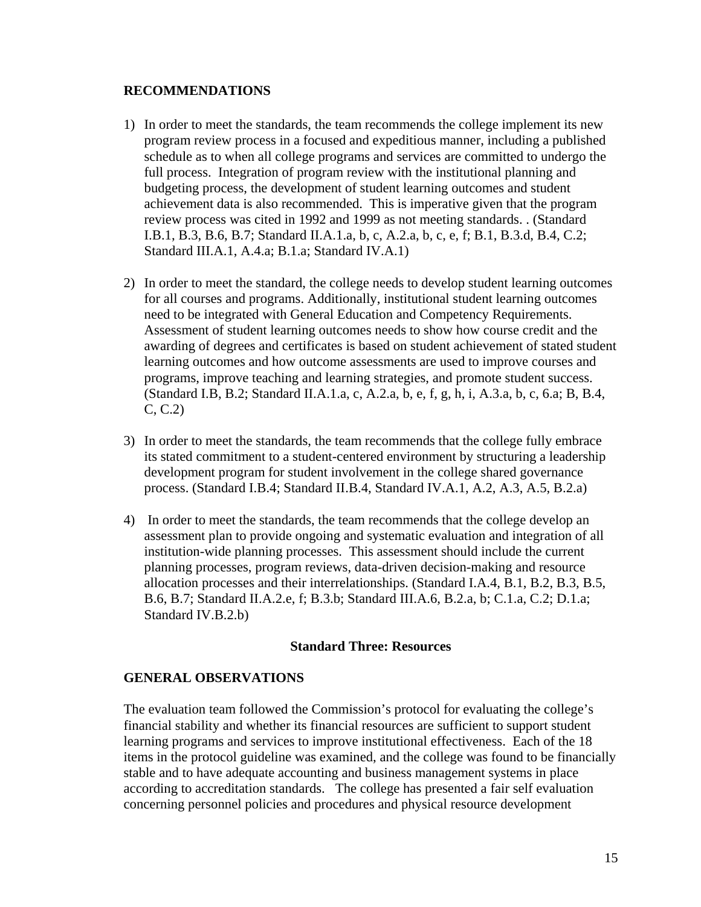### RECOMMENDATIONS

1) In order to meet the standards, the team recommends the college implement its new program review process in a focused and expeditious manner, including a published schedule as to when all college programs and services are committed to undergo the full process. Integration of program review with the institutional planning and budgeting process, the development of student learning outcomes and student achievement data is also recommended. This is imperative given that the program review process was cited in 1992 and 1999 as not meeting standards. . (Standard I.B.1, B.3, B.6, B.7; Standard II.A.1.a, b, c, A.2.a, b, c, e, f; B.1, B.3.d, B.4, C.2; Standard III.A.1, A.4.a; B.1.a; Standard IV.A.1)

2) In order to meet the standard, the college needs to develop student learning outcomes for all courses and programs. Additionally, institutional student learning outcomes need to be integrated with General Education and Competency Requirements. Assessment of student learning outcomes needs to show how course credit and the awarding of degrees and certificates is based on student achievement of stated student learning outcomes and how outcome assessments are used to improve courses and programs, improve teaching and learning strategies, and promote student success. (Standard I.B, B.2; Standard II.A.1.a, c, A.2.a, b, e, f, g, h, i, A.3.a, b, c, 6.a; B, B.4, C, C.2)

3) In order to meet the standards, the team recommends that the college fully embrace its stated commitment to a student-centered environment by structuring a leadership development program for student involvement in the college shared governance process. (Standard I.B.4; Standard II.B.4, Standard IV.A.1, A.2, A.3, A.5, B.2.a)

4) In order to meet the standards, the team recommends that the college develop an assessment plan to provide ongoing and systematic evaluation and integration of all institution-wide planning processes. This assessment should include the current planning processes, program reviews, data-driven decision-making and resource allocation processes and their interrelationships. (Standard I.A.4, B.1, B.2, B.3, B.5, B.6, B.7; Standard II.A.2.e, f; B.3.b; Standard III.A.6, B.2.a, b; C.1.a, C.2; D.1.a; Standard IV.B.2.b)

## Standard Three: Resources

### GENERAL OBSERVATIONS

The evaluation team followed the Commission's protocol for evaluating the college's financial stability and whether its financial resources are sufficient to support student learning programs and services to improve institutional effectiveness. Each of the 18 items in the protocol guideline was examined, and the college was found to be financially stable and to have adequate accounting and business management systems in place according to accreditation standards. The college has presented a fair self evaluation concerning personnel policies and procedures and physical resource development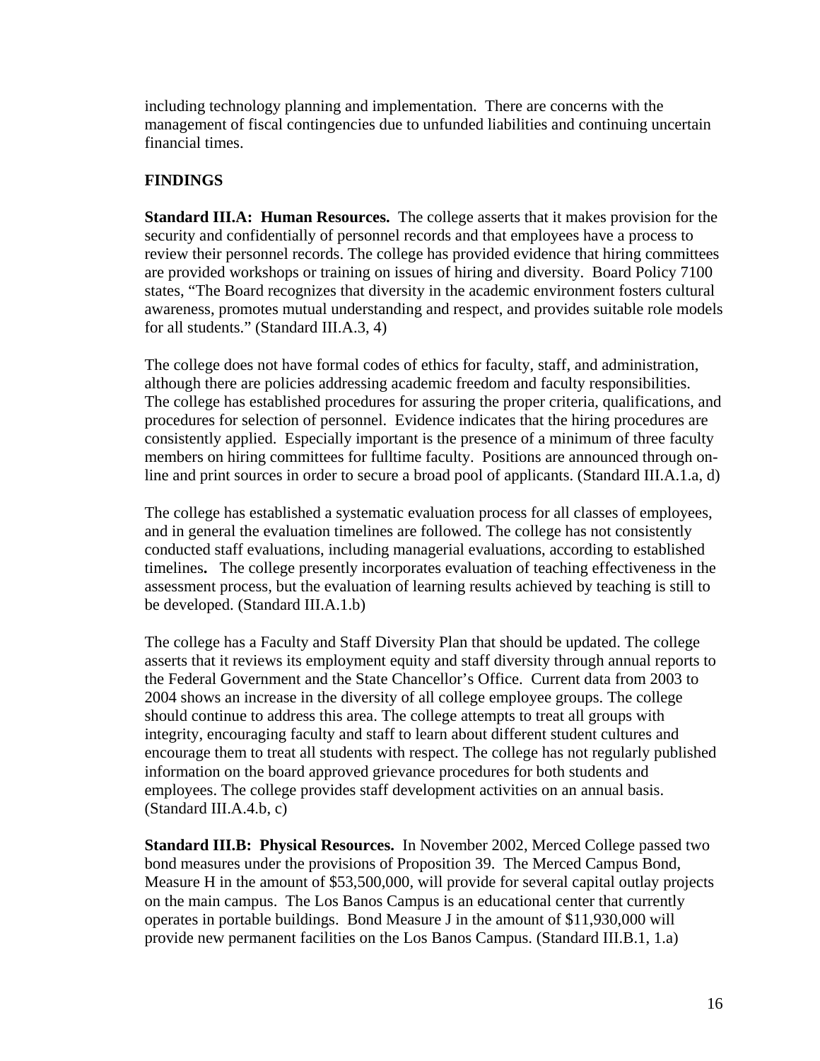including technology planning and implementation. There are concerns with the management of fiscal contingencies due to unfunded liabilities and continuing uncertain financial times.

## FINDINGS

**Standard III.A: Human Resources.** The college asserts that it makes provision for the security and confidentially of personnel records and that employees have a process to review their personnel records. The college has provided evidence that hiring committees are provided workshops or training on issues of hiring and diversity. Board Policy 7100 states, "The Board recognizes that diversity in the academic environment fosters cultural awareness, promotes mutual understanding and respect, and provides suitable role models for all students." (Standard III.A.3, 4)

The college does not have formal codes of ethics for faculty, staff, and administration, although there are policies addressing academic freedom and faculty responsibilities. The college has established procedures for assuring the proper criteria, qualifications, and procedures for selection of personnel. Evidence indicates that the hiring procedures are consistently applied. Especially important is the presence of a minimum of three faculty members on hiring committees for fulltime faculty. Positions are announced through on-line and print sources in order to secure a broad pool of applicants. (Standard III.A.1.a, d)

The college has established a systematic evaluation process for all classes of employees, and in general the evaluation timelines are followed. The college has not consistently conducted staff evaluations, including managerial evaluations, according to established timelines**.** The college presently incorporates evaluation of teaching effectiveness in the assessment process, but the evaluation of learning results achieved by teaching is still to be developed. (Standard III.A.1.b)

The college has a Faculty and Staff Diversity Plan that should be updated. The college asserts that it reviews its employment equity and staff diversity through annual reports to the Federal Government and the State Chancellor's Office. Current data from 2003 to 2004 shows an increase in the diversity of all college employee groups. The college should continue to address this area. The college attempts to treat all groups with integrity, encouraging faculty and staff to learn about different student cultures and encourage them to treat all students with respect. The college has not regularly published information on the board approved grievance procedures for both students and employees. The college provides staff development activities on an annual basis. (Standard III.A.4.b, c)

**Standard III.B: Physical Resources.** In November 2002, Merced College passed two bond measures under the provisions of Proposition 39. The Merced Campus Bond, Measure H in the amount of \$53,500,000, will provide for several capital outlay projects on the main campus. The Los Banos Campus is an educational center that currently operates in portable buildings. Bond Measure J in the amount of \$11,930,000 will provide new permanent facilities on the Los Banos Campus. (Standard III.B.1, 1.a)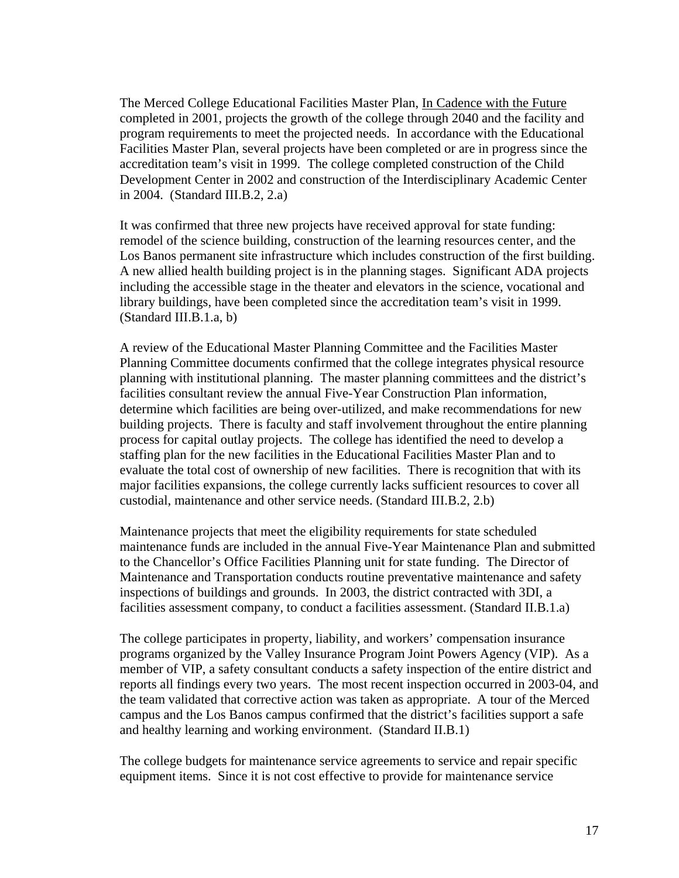The Merced College Educational Facilities Master Plan, In Cadence with the Future completed in 2001, projects the growth of the college through 2040 and the facility and program requirements to meet the projected needs. In accordance with the Educational Facilities Master Plan, several projects have been completed or are in progress since the accreditation team's visit in 1999. The college completed construction of the Child Development Center in 2002 and construction of the Interdisciplinary Academic Center in 2004. (Standard III.B.2, 2.a)

It was confirmed that three new projects have received approval for state funding: remodel of the science building, construction of the learning resources center, and the Los Banos permanent site infrastructure which includes construction of the first building. A new allied health building project is in the planning stages. Significant ADA projects including the accessible stage in the theater and elevators in the science, vocational and library buildings, have been completed since the accreditation team's visit in 1999. (Standard III.B.1.a, b)

A review of the Educational Master Planning Committee and the Facilities Master Planning Committee documents confirmed that the college integrates physical resource planning with institutional planning. The master planning committees and the district's facilities consultant review the annual Five-Year Construction Plan information, determine which facilities are being over-utilized, and make recommendations for new building projects. There is faculty and staff involvement throughout the entire planning process for capital outlay projects. The college has identified the need to develop a staffing plan for the new facilities in the Educational Facilities Master Plan and to evaluate the total cost of ownership of new facilities. There is recognition that with its major facilities expansions, the college currently lacks sufficient resources to cover all custodial, maintenance and other service needs. (Standard III.B.2, 2.b)

Maintenance projects that meet the eligibility requirements for state scheduled maintenance funds are included in the annual Five-Year Maintenance Plan and submitted to the Chancellor's Office Facilities Planning unit for state funding. The Director of Maintenance and Transportation conducts routine preventative maintenance and safety inspections of buildings and grounds. In 2003, the district contracted with 3DI, a facilities assessment company, to conduct a facilities assessment. (Standard II.B.1.a)

The college participates in property, liability, and workers' compensation insurance programs organized by the Valley Insurance Program Joint Powers Agency (VIP). As a member of VIP, a safety consultant conducts a safety inspection of the entire district and reports all findings every two years. The most recent inspection occurred in 2003-04, and the team validated that corrective action was taken as appropriate. A tour of the Merced campus and the Los Banos campus confirmed that the district's facilities support a safe and healthy learning and working environment. (Standard II.B.1)

The college budgets for maintenance service agreements to service and repair specific equipment items. Since it is not cost effective to provide for maintenance service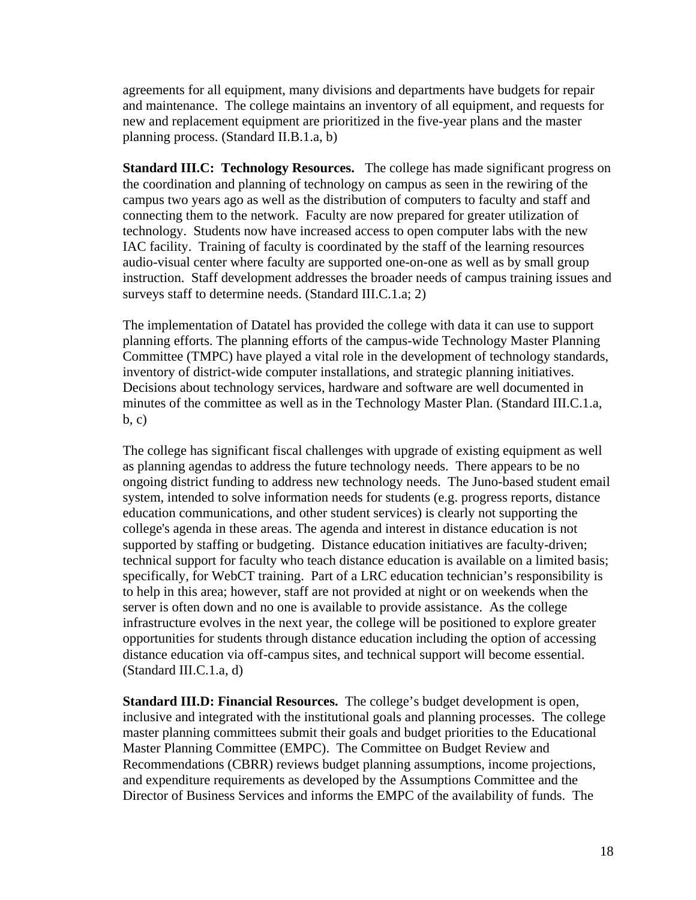agreements for all equipment, many divisions and departments have budgets for repair and maintenance. The college maintains an inventory of all equipment, and requests for new and replacement equipment are prioritized in the five-year plans and the master planning process. (Standard II.B.1.a, b)

**Standard III.C: Technology Resources.** The college has made significant progress on the coordination and planning of technology on campus as seen in the rewiring of the campus two years ago as well as the distribution of computers to faculty and staff and connecting them to the network. Faculty are now prepared for greater utilization of technology. Students now have increased access to open computer labs with the new IAC facility. Training of faculty is coordinated by the staff of the learning resources audio-visual center where faculty are supported one-on-one as well as by small group instruction. Staff development addresses the broader needs of campus training issues and surveys staff to determine needs. (Standard III.C.1.a; 2)

The implementation of Datatel has provided the college with data it can use to support planning efforts. The planning efforts of the campus-wide Technology Master Planning Committee (TMPC) have played a vital role in the development of technology standards, inventory of district-wide computer installations, and strategic planning initiatives. Decisions about technology services, hardware and software are well documented in minutes of the committee as well as in the Technology Master Plan. (Standard III.C.1.a, b, c)

The college has significant fiscal challenges with upgrade of existing equipment as well as planning agendas to address the future technology needs. There appears to be no ongoing district funding to address new technology needs. The Juno-based student email system, intended to solve information needs for students (e.g. progress reports, distance education communications, and other student services) is clearly not supporting the college's agenda in these areas. The agenda and interest in distance education is not supported by staffing or budgeting. Distance education initiatives are faculty-driven; technical support for faculty who teach distance education is available on a limited basis; specifically, for WebCT training. Part of a LRC education technician's responsibility is to help in this area; however, staff are not provided at night or on weekends when the server is often down and no one is available to provide assistance. As the college infrastructure evolves in the next year, the college will be positioned to explore greater opportunities for students through distance education including the option of accessing distance education via off-campus sites, and technical support will become essential. (Standard III.C.1.a, d)

**Standard III.D: Financial Resources.** The college's budget development is open, inclusive and integrated with the institutional goals and planning processes. The college master planning committees submit their goals and budget priorities to the Educational Master Planning Committee (EMPC). The Committee on Budget Review and Recommendations (CBRR) reviews budget planning assumptions, income projections, and expenditure requirements as developed by the Assumptions Committee and the Director of Business Services and informs the EMPC of the availability of funds. The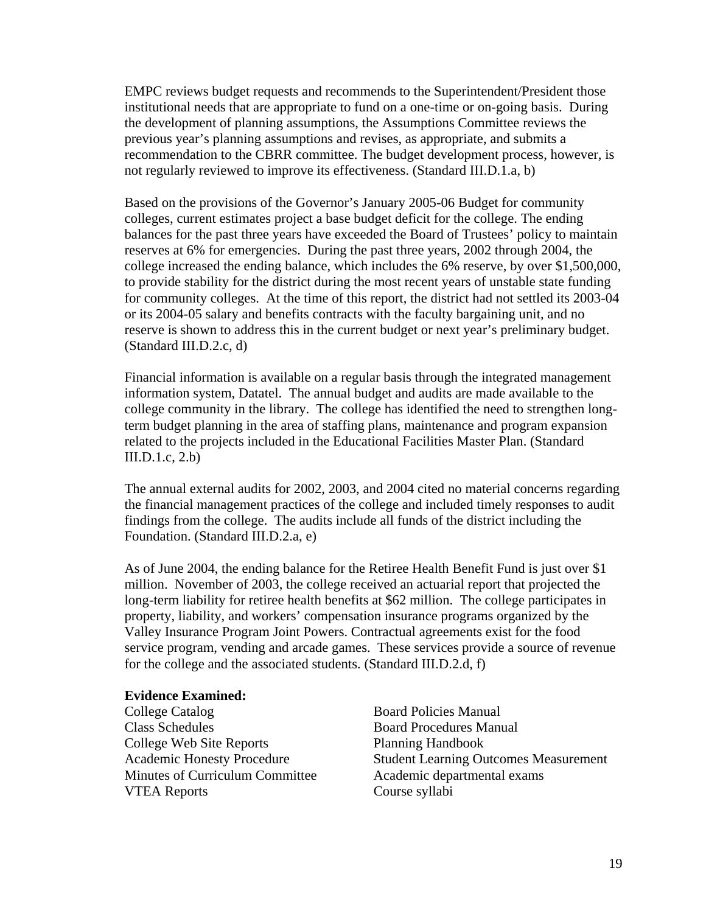EMPC reviews budget requests and recommends to the Superintendent/President those institutional needs that are appropriate to fund on a one-time or on-going basis. During the development of planning assumptions, the Assumptions Committee reviews the previous year's planning assumptions and revises, as appropriate, and submits a recommendation to the CBRR committee. The budget development process, however, is not regularly reviewed to improve its effectiveness. (Standard III.D.1.a, b)

Based on the provisions of the Governor's January 2005-06 Budget for community colleges, current estimates project a base budget deficit for the college. The ending balances for the past three years have exceeded the Board of Trustees' policy to maintain reserves at 6% for emergencies. During the past three years, 2002 through 2004, the college increased the ending balance, which includes the 6% reserve, by over $1,500,000, to provide stability for the district during the most recent years of unstable state funding for community colleges. At the time of this report, the district had not settled its 2003-04 or its 2004-05 salary and benefits contracts with the faculty bargaining unit, and no reserve is shown to address this in the current budget or next year's preliminary budget. (Standard III.D.2.c, d)

Financial information is available on a regular basis through the integrated management information system, Datatel. The annual budget and audits are made available to the college community in the library. The college has identified the need to strengthen long-term budget planning in the area of staffing plans, maintenance and program expansion related to the projects included in the Educational Facilities Master Plan. (Standard III.D.1.c, 2.b)

The annual external audits for 2002, 2003, and 2004 cited no material concerns regarding the financial management practices of the college and included timely responses to audit findings from the college. The audits include all funds of the district including the Foundation. (Standard III.D.2.a, e)

As of June 2004, the ending balance for the Retiree Health Benefit Fund is just over $1 million. November of 2003, the college received an actuarial report that projected the long-term liability for retiree health benefits at $62 million. The college participates in property, liability, and workers' compensation insurance programs organized by the Valley Insurance Program Joint Powers. Contractual agreements exist for the food service program, vending and arcade games. These services provide a source of revenue for the college and the associated students. (Standard III.D.2.d, f)

**Evidence Examined:**

College Catalog
Class Schedules
College Web Site Reports
Academic Honesty Procedure
Minutes of Curriculum Committee
VTEA Reports
Board Policies Manual
Board Procedures Manual
Planning Handbook
Student Learning Outcomes Measurement
Academic departmental exams
Course syllabi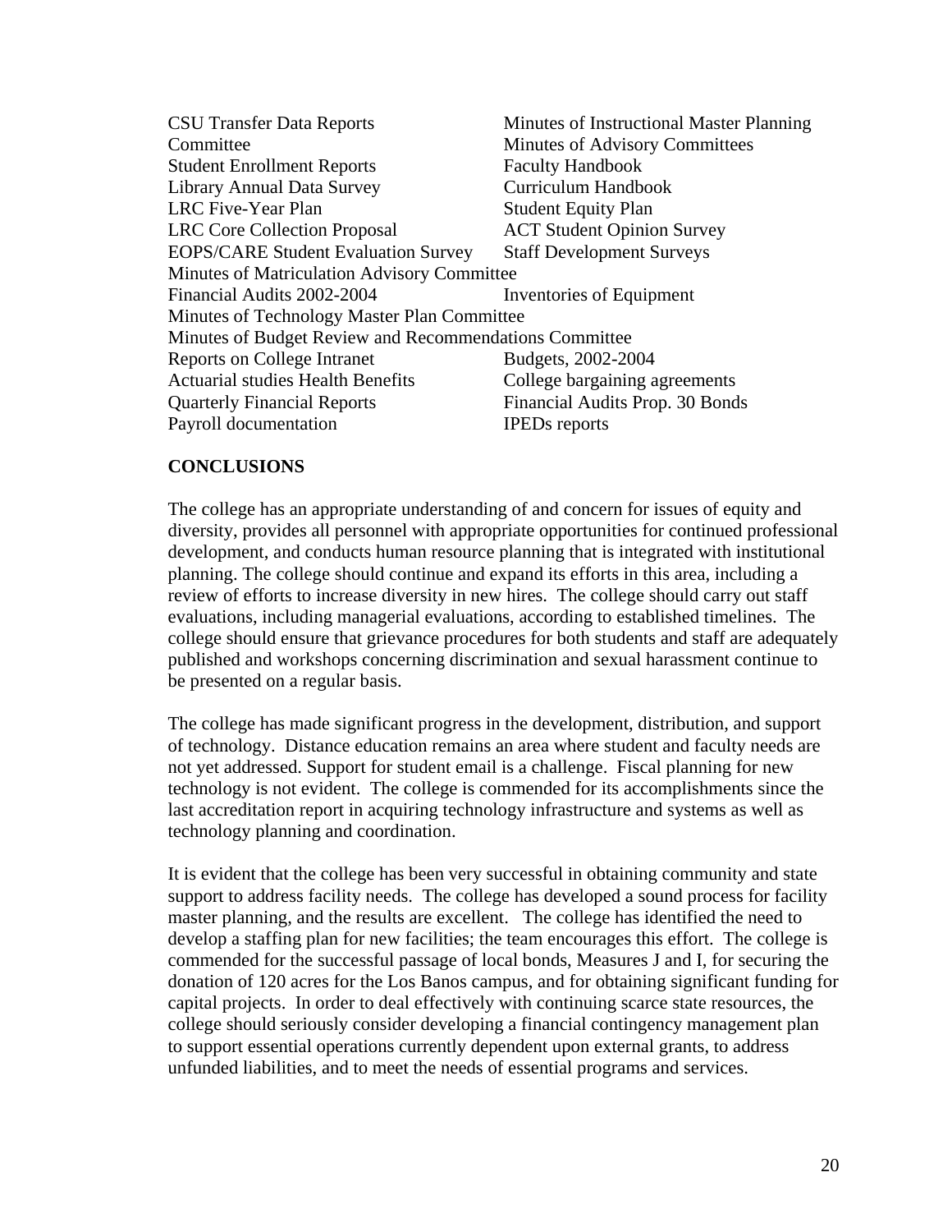CSU Transfer Data Reports
Minutes of Instructional Master Planning Committee
Student Enrollment Reports
Minutes of Advisory Committees
Library Annual Data Survey
Faculty Handbook
LRC Five-Year Plan
Curriculum Handbook
LRC Core Collection Proposal
Student Equity Plan
EOPS/CARE Student Evaluation Survey
ACT Student Opinion Survey
Staff Development Surveys
Minutes of Matriculation Advisory Committee
Financial Audits 2002-2004
Inventories of Equipment
Minutes of Technology Master Plan Committee
Minutes of Budget Review and Recommendations Committee
Reports on College Intranet
Budgets, 2002-2004
Actuarial studies Health Benefits
College bargaining agreements
Quarterly Financial Reports
Financial Audits Prop. 30 Bonds
Payroll documentation
IPEDs reports

**CONCLUSIONS**

The college has an appropriate understanding of and concern for issues of equity and diversity, provides all personnel with appropriate opportunities for continued professional development, and conducts human resource planning that is integrated with institutional planning. The college should continue and expand its efforts in this area, including a review of efforts to increase diversity in new hires. The college should carry out staff evaluations, including managerial evaluations, according to established timelines. The college should ensure that grievance procedures for both students and staff are adequately published and workshops concerning discrimination and sexual harassment continue to be presented on a regular basis.

The college has made significant progress in the development, distribution, and support of technology. Distance education remains an area where student and faculty needs are not yet addressed. Support for student email is a challenge. Fiscal planning for new technology is not evident. The college is commended for its accomplishments since the last accreditation report in acquiring technology infrastructure and systems as well as technology planning and coordination.

It is evident that the college has been very successful in obtaining community and state support to address facility needs. The college has developed a sound process for facility master planning, and the results are excellent. The college has identified the need to develop a staffing plan for new facilities; the team encourages this effort. The college is commended for the successful passage of local bonds, Measures J and I, for securing the donation of 120 acres for the Los Banos campus, and for obtaining significant funding for capital projects. In order to deal effectively with continuing scarce state resources, the college should seriously consider developing a financial contingency management plan to support essential operations currently dependent upon external grants, to address unfunded liabilities, and to meet the needs of essential programs and services.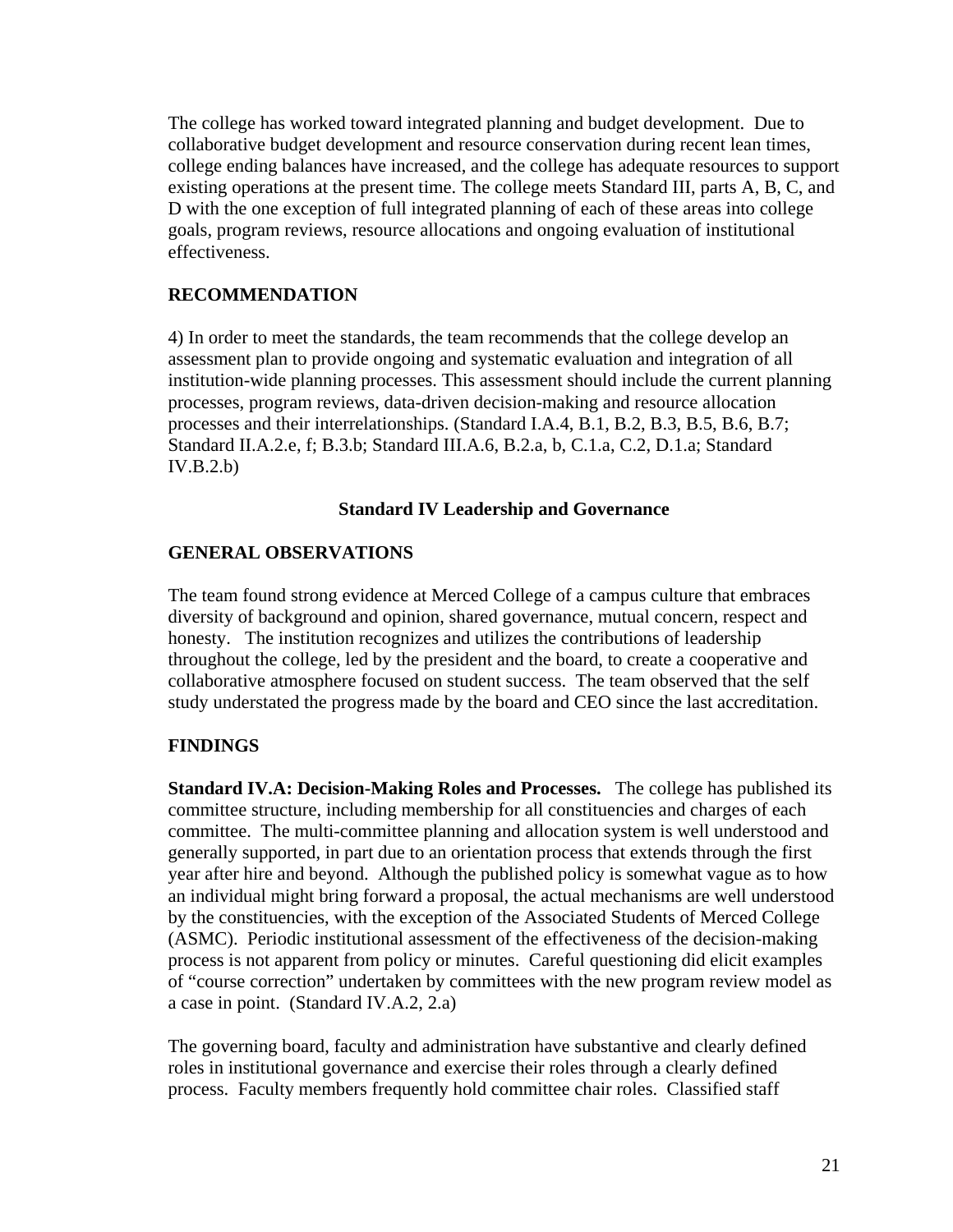The college has worked toward integrated planning and budget development. Due to collaborative budget development and resource conservation during recent lean times, college ending balances have increased, and the college has adequate resources to support existing operations at the present time. The college meets Standard III, parts A, B, C, and D with the one exception of full integrated planning of each of these areas into college goals, program reviews, resource allocations and ongoing evaluation of institutional effectiveness.

**RECOMMENDATION**

4) In order to meet the standards, the team recommends that the college develop an assessment plan to provide ongoing and systematic evaluation and integration of all institution-wide planning processes. This assessment should include the current planning processes, program reviews, data-driven decision-making and resource allocation processes and their interrelationships. (Standard I.A.4, B.1, B.2, B.3, B.5, B.6, B.7; Standard II.A.2.e, f; B.3.b; Standard III.A.6, B.2.a, b, C.1.a, C.2, D.1.a; Standard IV.B.2.b)

## Standard IV Leadership and Governance

**GENERAL OBSERVATIONS**

The team found strong evidence at Merced College of a campus culture that embraces diversity of background and opinion, shared governance, mutual concern, respect and honesty. The institution recognizes and utilizes the contributions of leadership throughout the college, led by the president and the board, to create a cooperative and collaborative atmosphere focused on student success. The team observed that the self study understated the progress made by the board and CEO since the last accreditation.

**FINDINGS**

**Standard IV.A: Decision-Making Roles and Processes.** The college has published its committee structure, including membership for all constituencies and charges of each committee. The multi-committee planning and allocation system is well understood and generally supported, in part due to an orientation process that extends through the first year after hire and beyond. Although the published policy is somewhat vague as to how an individual might bring forward a proposal, the actual mechanisms are well understood by the constituencies, with the exception of the Associated Students of Merced College (ASMC). Periodic institutional assessment of the effectiveness of the decision-making process is not apparent from policy or minutes. Careful questioning did elicit examples of "course correction" undertaken by committees with the new program review model as a case in point. (Standard IV.A.2, 2.a)

The governing board, faculty and administration have substantive and clearly defined roles in institutional governance and exercise their roles through a clearly defined process. Faculty members frequently hold committee chair roles. Classified staff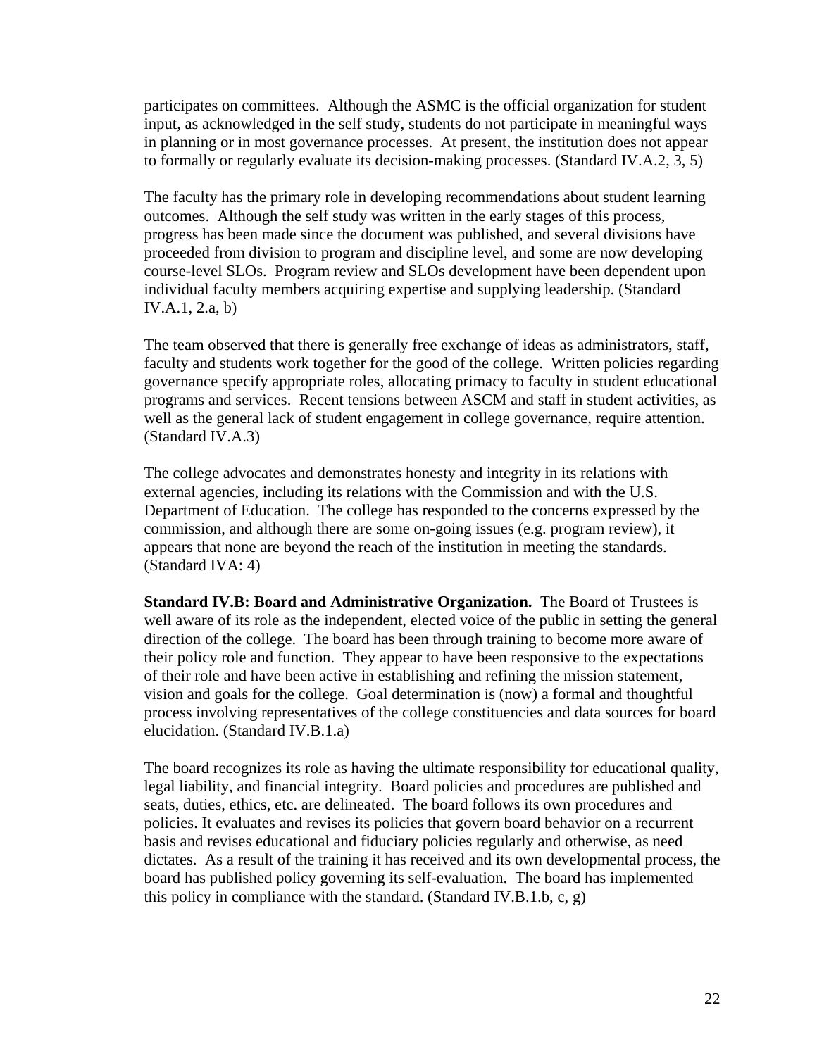participates on committees. Although the ASMC is the official organization for student input, as acknowledged in the self study, students do not participate in meaningful ways in planning or in most governance processes. At present, the institution does not appear to formally or regularly evaluate its decision-making processes. (Standard IV.A.2, 3, 5)

The faculty has the primary role in developing recommendations about student learning outcomes. Although the self study was written in the early stages of this process, progress has been made since the document was published, and several divisions have proceeded from division to program and discipline level, and some are now developing course-level SLOs. Program review and SLOs development have been dependent upon individual faculty members acquiring expertise and supplying leadership. (Standard IV.A.1, 2.a, b)

The team observed that there is generally free exchange of ideas as administrators, staff, faculty and students work together for the good of the college. Written policies regarding governance specify appropriate roles, allocating primacy to faculty in student educational programs and services. Recent tensions between ASCM and staff in student activities, as well as the general lack of student engagement in college governance, require attention. (Standard IV.A.3)

The college advocates and demonstrates honesty and integrity in its relations with external agencies, including its relations with the Commission and with the U.S. Department of Education. The college has responded to the concerns expressed by the commission, and although there are some on-going issues (e.g. program review), it appears that none are beyond the reach of the institution in meeting the standards. (Standard IVA: 4)

**Standard IV.B: Board and Administrative Organization.** The Board of Trustees is well aware of its role as the independent, elected voice of the public in setting the general direction of the college. The board has been through training to become more aware of their policy role and function. They appear to have been responsive to the expectations of their role and have been active in establishing and refining the mission statement, vision and goals for the college. Goal determination is (now) a formal and thoughtful process involving representatives of the college constituencies and data sources for board elucidation. (Standard IV.B.1.a)

The board recognizes its role as having the ultimate responsibility for educational quality, legal liability, and financial integrity. Board policies and procedures are published and seats, duties, ethics, etc. are delineated. The board follows its own procedures and policies. It evaluates and revises its policies that govern board behavior on a recurrent basis and revises educational and fiduciary policies regularly and otherwise, as need dictates. As a result of the training it has received and its own developmental process, the board has published policy governing its self-evaluation. The board has implemented this policy in compliance with the standard. (Standard IV.B.1.b, c, g)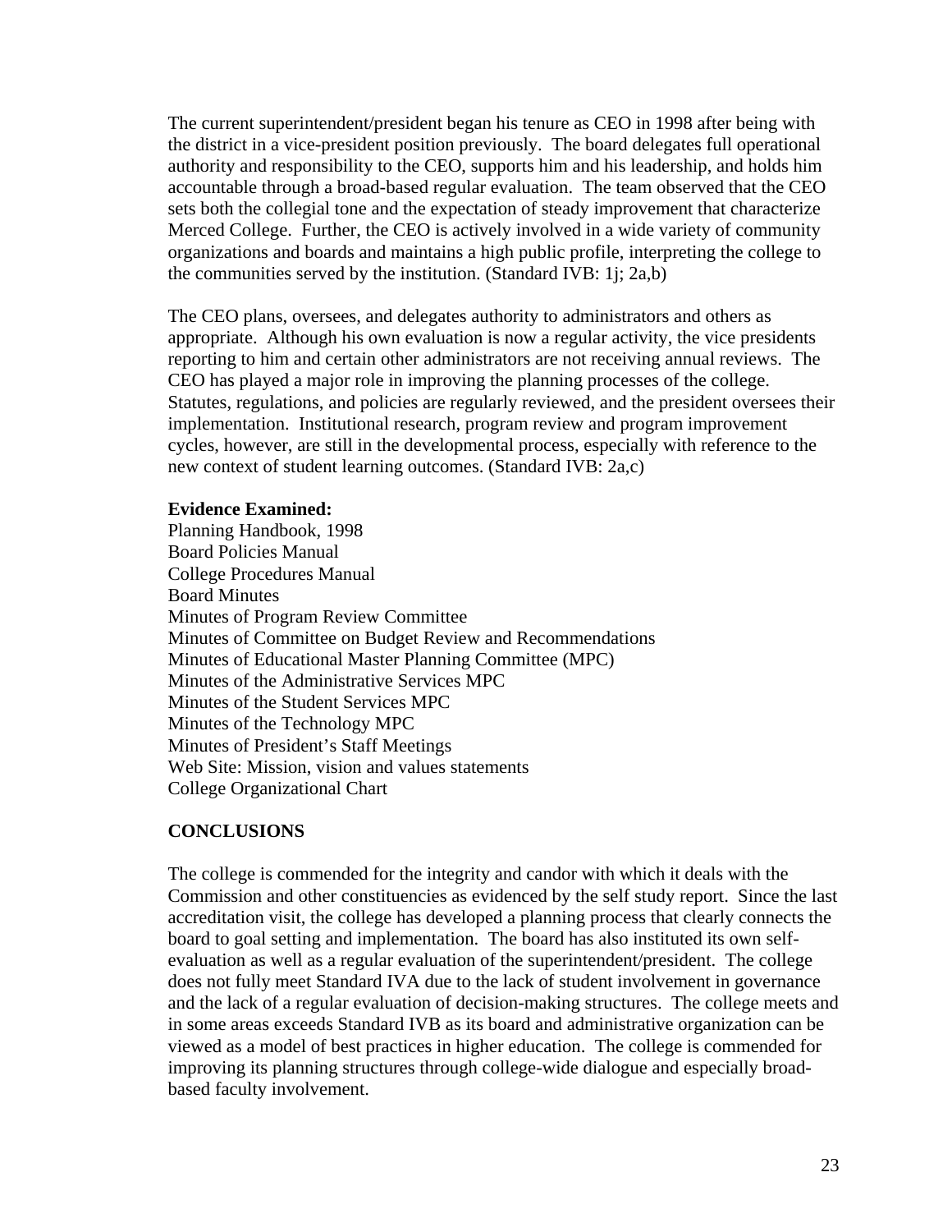The current superintendent/president began his tenure as CEO in 1998 after being with the district in a vice-president position previously. The board delegates full operational authority and responsibility to the CEO, supports him and his leadership, and holds him accountable through a broad-based regular evaluation. The team observed that the CEO sets both the collegial tone and the expectation of steady improvement that characterize Merced College. Further, the CEO is actively involved in a wide variety of community organizations and boards and maintains a high public profile, interpreting the college to the communities served by the institution. (Standard IVB: 1j; 2a,b)

The CEO plans, oversees, and delegates authority to administrators and others as appropriate. Although his own evaluation is now a regular activity, the vice presidents reporting to him and certain other administrators are not receiving annual reviews. The CEO has played a major role in improving the planning processes of the college. Statutes, regulations, and policies are regularly reviewed, and the president oversees their implementation. Institutional research, program review and program improvement cycles, however, are still in the developmental process, especially with reference to the new context of student learning outcomes. (Standard IVB: 2a,c)

**Evidence Examined:**

Planning Handbook, 1998
Board Policies Manual
College Procedures Manual
Board Minutes
Minutes of Program Review Committee
Minutes of Committee on Budget Review and Recommendations
Minutes of Educational Master Planning Committee (MPC)
Minutes of the Administrative Services MPC
Minutes of the Student Services MPC
Minutes of the Technology MPC
Minutes of President's Staff Meetings
Web Site: Mission, vision and values statements
College Organizational Chart

**CONCLUSIONS**

The college is commended for the integrity and candor with which it deals with the Commission and other constituencies as evidenced by the self study report. Since the last accreditation visit, the college has developed a planning process that clearly connects the board to goal setting and implementation. The board has also instituted its own self-evaluation as well as a regular evaluation of the superintendent/president. The college does not fully meet Standard IVA due to the lack of student involvement in governance and the lack of a regular evaluation of decision-making structures. The college meets and in some areas exceeds Standard IVB as its board and administrative organization can be viewed as a model of best practices in higher education. The college is commended for improving its planning structures through college-wide dialogue and especially broad-based faculty involvement.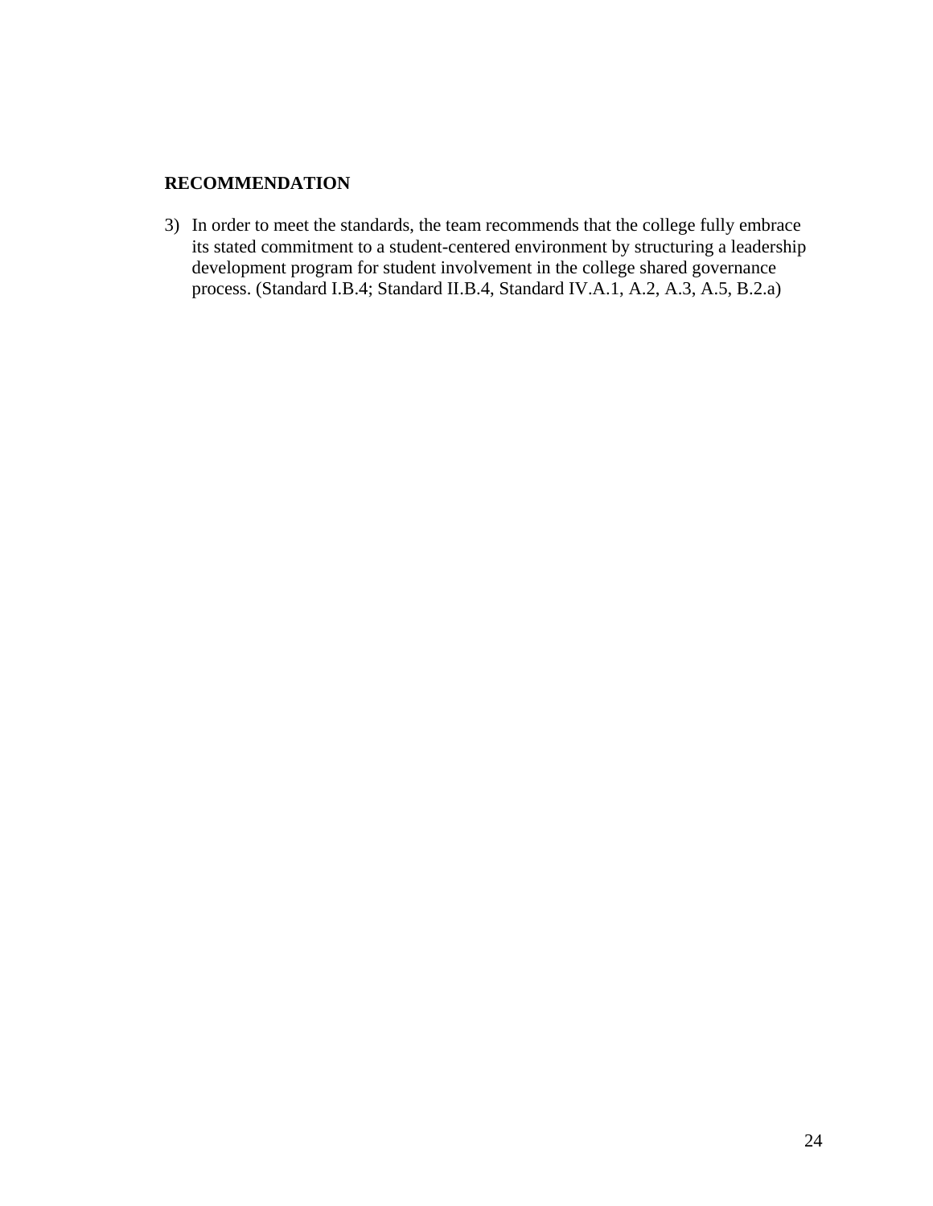**RECOMMENDATION**

3) In order to meet the standards, the team recommends that the college fully embrace its stated commitment to a student-centered environment by structuring a leadership development program for student involvement in the college shared governance process. (Standard I.B.4; Standard II.B.4, Standard IV.A.1, A.2, A.3, A.5, B.2.a)